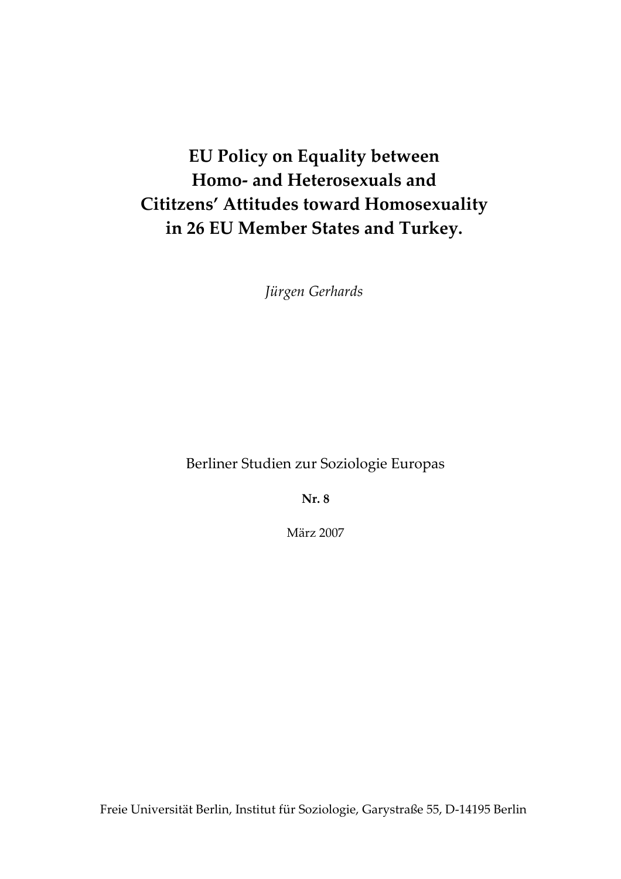# EU Policy on Equality between Homo- and Heterosexuals and Cititzens' Attitudes toward Homosexuality in 26 EU Member States and Turkey.

*Jürgen Gerhards*

Berliner Studien zur Soziologie Europas

**Nr. 8**

März 2007

Freie Universität Berlin, Institut für Soziologie, Garystraße 55, D-14195 Berlin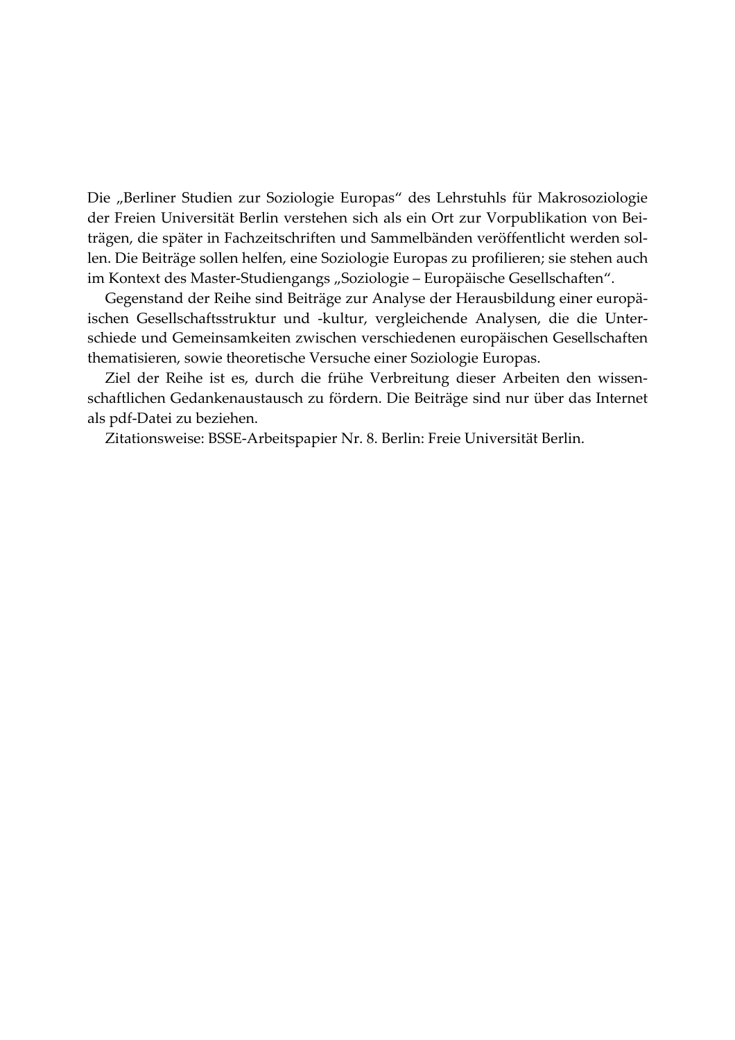Die „Berliner Studien zur Soziologie Europas" des Lehrstuhls für Makrosoziologie der Freien Universität Berlin verstehen sich als ein Ort zur Vorpublikation von Beiträgen, die später in Fachzeitschriften und Sammelbänden veröffentlicht werden sollen. Die Beiträge sollen helfen, eine Soziologie Europas zu profilieren; sie stehen auch im Kontext des Master-Studiengangs „Soziologie – Europäische Gesellschaften".

Gegenstand der Reihe sind Beiträge zur Analyse der Herausbildung einer europäischen Gesellschaftsstruktur und -kultur, vergleichende Analysen, die die Unterschiede und Gemeinsamkeiten zwischen verschiedenen europäischen Gesellschaften thematisieren, sowie theoretische Versuche einer Soziologie Europas.

Ziel der Reihe ist es, durch die frühe Verbreitung dieser Arbeiten den wissenschaftlichen Gedankenaustausch zu fördern. Die Beiträge sind nur über das Internet als pdf-Datei zu beziehen.

Zitationsweise: BSSE-Arbeitspapier Nr. 8. Berlin: Freie Universität Berlin.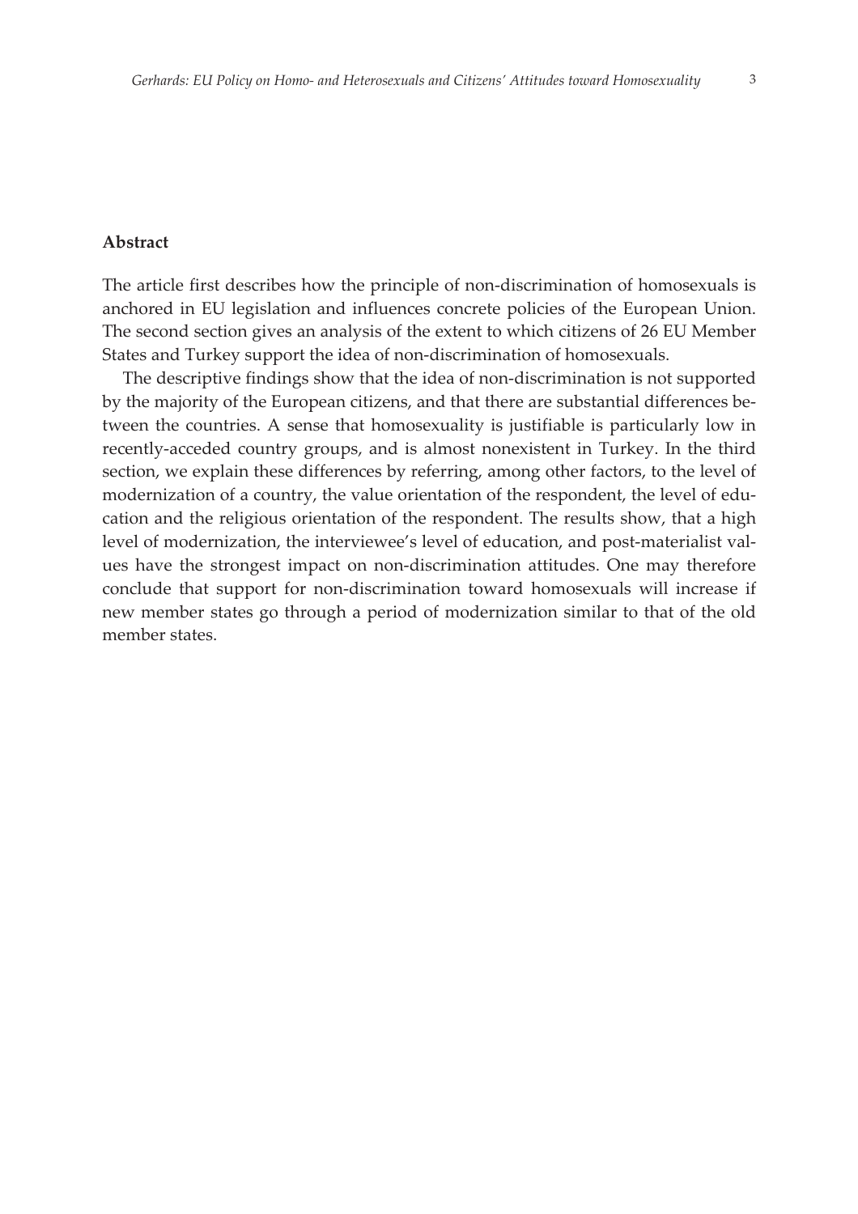## Abstract

The article first describes how the principle of non-discrimination of homosexuals is anchored in EU legislation and influences concrete policies of the European Union. The second section gives an analysis of the extent to which citizens of 26 EU Member States and Turkey support the idea of non-discrimination of homosexuals.

The descriptive findings show that the idea of non-discrimination is not supported by the majority of the European citizens, and that there are substantial differences between the countries. A sense that homosexuality is justifiable is particularly low in recently-acceded country groups, and is almost nonexistent in Turkey. In the third section, we explain these differences by referring, among other factors, to the level of modernization of a country, the value orientation of the respondent, the level of education and the religious orientation of the respondent. The results show, that a high level of modernization, the interviewee's level of education, and post-materialist values have the strongest impact on non-discrimination attitudes. One may therefore conclude that support for non-discrimination toward homosexuals will increase if new member states go through a period of modernization similar to that of the old member states.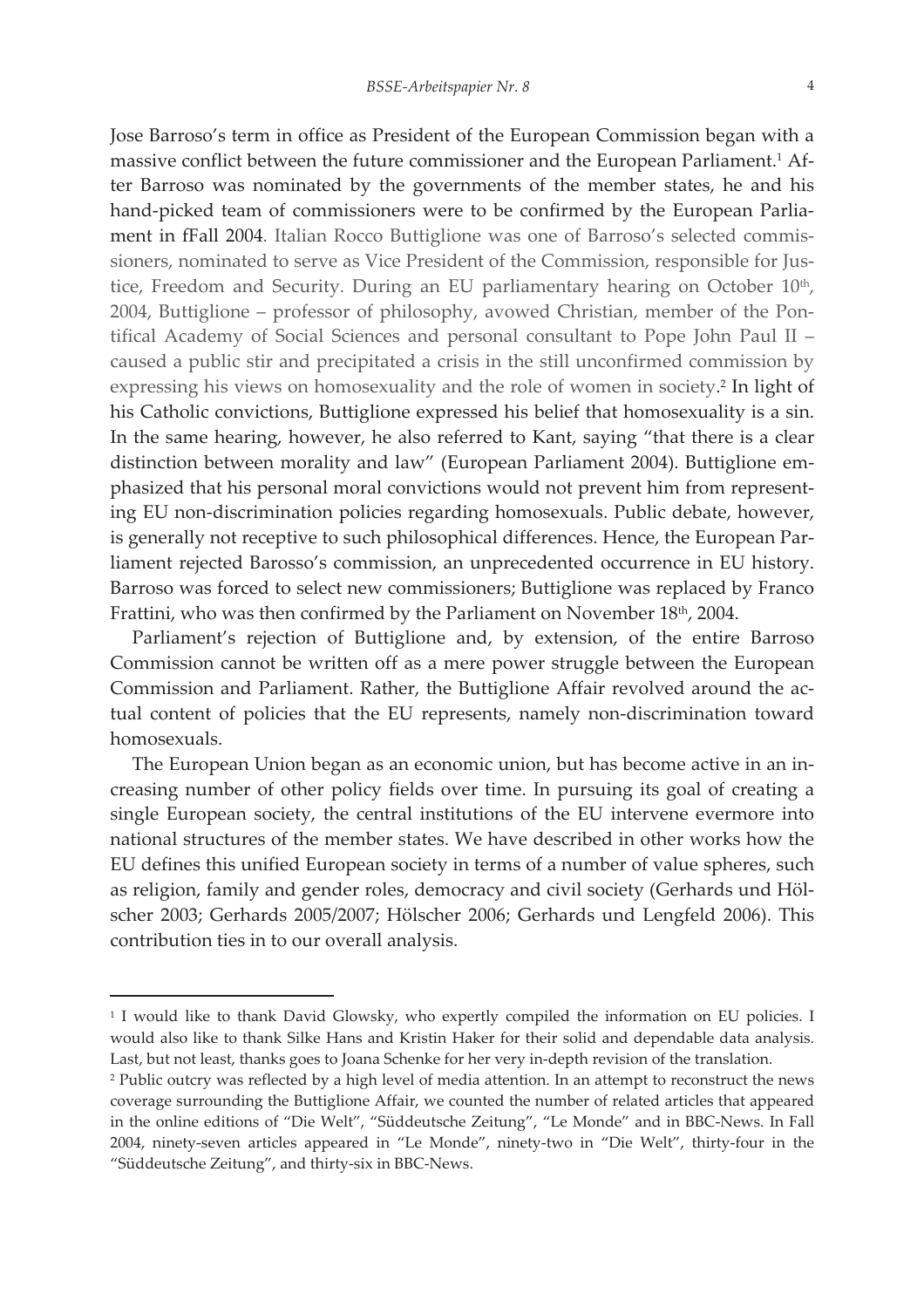Jose Barroso's term in office as President of the European Commission began with a massive conflict between the future commissioner and the European Parliament.[1] After Barroso was nominated by the governments of the member states, he and his hand-picked team of commissioners were to be confirmed by the European Parliament in fFall 2004. Italian Rocco Buttiglione was one of Barroso's selected commissioners, nominated to serve as Vice President of the Commission, responsible for Justice, Freedom and Security. During an EU parliamentary hearing on October 10th, 2004, Buttiglione – professor of philosophy, avowed Christian, member of the Pontifical Academy of Social Sciences and personal consultant to Pope John Paul II – caused a public stir and precipitated a crisis in the still unconfirmed commission by expressing his views on homosexuality and the role of women in society.[2] In light of his Catholic convictions, Buttiglione expressed his belief that homosexuality is a sin. In the same hearing, however, he also referred to Kant, saying "that there is a clear distinction between morality and law" (European Parliament 2004). Buttiglione emphasized that his personal moral convictions would not prevent him from representing EU non-discrimination policies regarding homosexuals. Public debate, however, is generally not receptive to such philosophical differences. Hence, the European Parliament rejected Barosso's commission, an unprecedented occurrence in EU history. Barroso was forced to select new commissioners; Buttiglione was replaced by Franco Frattini, who was then confirmed by the Parliament on November 18th, 2004.

Parliament's rejection of Buttiglione and, by extension, of the entire Barroso Commission cannot be written off as a mere power struggle between the European Commission and Parliament. Rather, the Buttiglione Affair revolved around the actual content of policies that the EU represents, namely non-discrimination toward homosexuals.

The European Union began as an economic union, but has become active in an increasing number of other policy fields over time. In pursuing its goal of creating a single European society, the central institutions of the EU intervene evermore into national structures of the member states. We have described in other works how the EU defines this unified European society in terms of a number of value spheres, such as religion, family and gender roles, democracy and civil society (Gerhards und Hölscher 2003; Gerhards 2005/2007; Hölscher 2006; Gerhards und Lengfeld 2006). This contribution ties in to our overall analysis.

---

[1] I would like to thank David Glowsky, who expertly compiled the information on EU policies. I would also like to thank Silke Hans and Kristin Haker for their solid and dependable data analysis. Last, but not least, thanks goes to Joana Schenke for her very in-depth revision of the translation.

[2] Public outcry was reflected by a high level of media attention. In an attempt to reconstruct the news coverage surrounding the Buttiglione Affair, we counted the number of related articles that appeared in the online editions of "Die Welt", "Süddeutsche Zeitung", "Le Monde" and in BBC-News. In Fall 2004, ninety-seven articles appeared in "Le Monde", ninety-two in "Die Welt", thirty-four in the "Süddeutsche Zeitung", and thirty-six in BBC-News.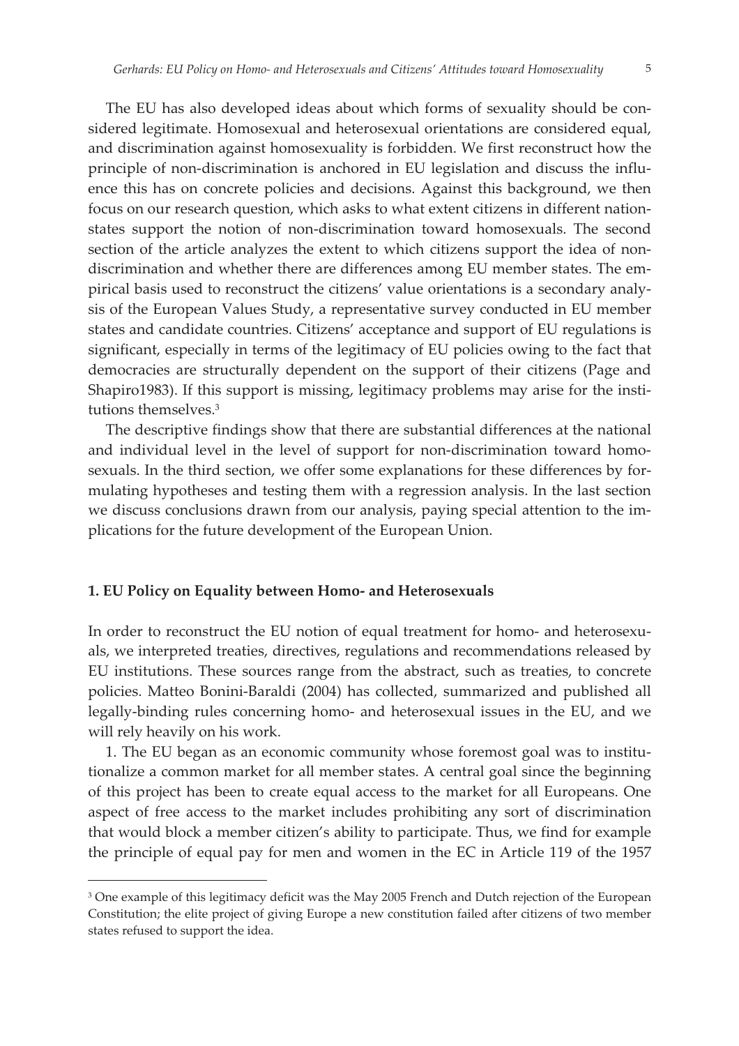The EU has also developed ideas about which forms of sexuality should be considered legitimate. Homosexual and heterosexual orientations are considered equal, and discrimination against homosexuality is forbidden. We first reconstruct how the principle of non-discrimination is anchored in EU legislation and discuss the influence this has on concrete policies and decisions. Against this background, we then focus on our research question, which asks to what extent citizens in different nation-states support the notion of non-discrimination toward homosexuals. The second section of the article analyzes the extent to which citizens support the idea of non-discrimination and whether there are differences among EU member states. The empirical basis used to reconstruct the citizens' value orientations is a secondary analysis of the European Values Study, a representative survey conducted in EU member states and candidate countries. Citizens' acceptance and support of EU regulations is significant, especially in terms of the legitimacy of EU policies owing to the fact that democracies are structurally dependent on the support of their citizens (Page and Shapiro1983). If this support is missing, legitimacy problems may arise for the institutions themselves.[3]

The descriptive findings show that there are substantial differences at the national and individual level in the level of support for non-discrimination toward homosexuals. In the third section, we offer some explanations for these differences by formulating hypotheses and testing them with a regression analysis. In the last section we discuss conclusions drawn from our analysis, paying special attention to the implications for the future development of the European Union.

## 1. EU Policy on Equality between Homo- and Heterosexuals

In order to reconstruct the EU notion of equal treatment for homo- and heterosexuals, we interpreted treaties, directives, regulations and recommendations released by EU institutions. These sources range from the abstract, such as treaties, to concrete policies. Matteo Bonini-Baraldi (2004) has collected, summarized and published all legally-binding rules concerning homo- and heterosexual issues in the EU, and we will rely heavily on his work.

1. The EU began as an economic community whose foremost goal was to institutionalize a common market for all member states. A central goal since the beginning of this project has been to create equal access to the market for all Europeans. One aspect of free access to the market includes prohibiting any sort of discrimination that would block a member citizen's ability to participate. Thus, we find for example the principle of equal pay for men and women in the EC in Article 119 of the 1957

[3] One example of this legitimacy deficit was the May 2005 French and Dutch rejection of the European Constitution; the elite project of giving Europe a new constitution failed after citizens of two member states refused to support the idea.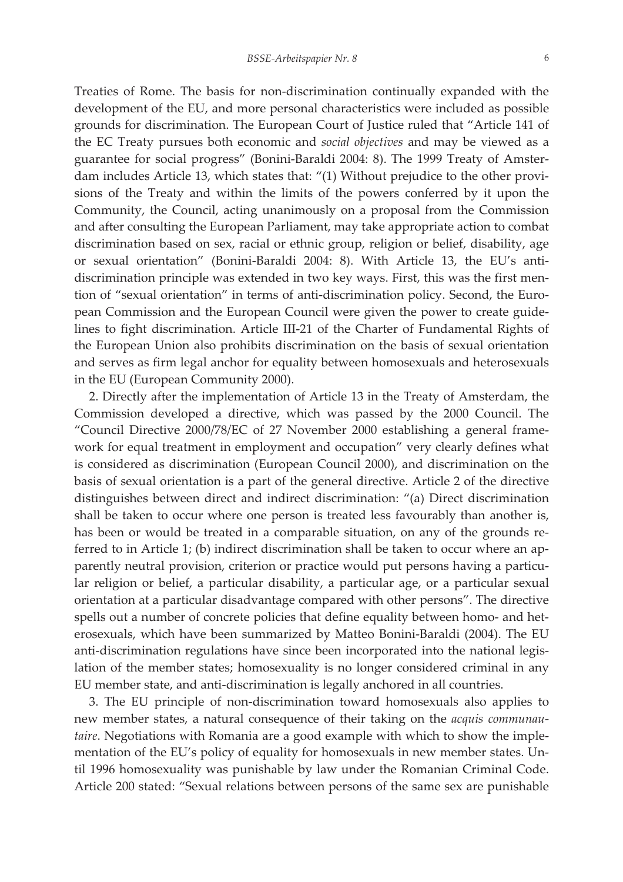Treaties of Rome. The basis for non-discrimination continually expanded with the development of the EU, and more personal characteristics were included as possible grounds for discrimination. The European Court of Justice ruled that "Article 141 of the EC Treaty pursues both economic and *social objectives* and may be viewed as a guarantee for social progress" (Bonini-Baraldi 2004: 8). The 1999 Treaty of Amsterdam includes Article 13, which states that: "(1) Without prejudice to the other provisions of the Treaty and within the limits of the powers conferred by it upon the Community, the Council, acting unanimously on a proposal from the Commission and after consulting the European Parliament, may take appropriate action to combat discrimination based on sex, racial or ethnic group, religion or belief, disability, age or sexual orientation" (Bonini-Baraldi 2004: 8). With Article 13, the EU's anti-discrimination principle was extended in two key ways. First, this was the first mention of "sexual orientation" in terms of anti-discrimination policy. Second, the European Commission and the European Council were given the power to create guidelines to fight discrimination. Article III-21 of the Charter of Fundamental Rights of the European Union also prohibits discrimination on the basis of sexual orientation and serves as firm legal anchor for equality between homosexuals and heterosexuals in the EU (European Community 2000).

2. Directly after the implementation of Article 13 in the Treaty of Amsterdam, the Commission developed a directive, which was passed by the 2000 Council. The "Council Directive 2000/78/EC of 27 November 2000 establishing a general framework for equal treatment in employment and occupation" very clearly defines what is considered as discrimination (European Council 2000), and discrimination on the basis of sexual orientation is a part of the general directive. Article 2 of the directive distinguishes between direct and indirect discrimination: "(a) Direct discrimination shall be taken to occur where one person is treated less favourably than another is, has been or would be treated in a comparable situation, on any of the grounds referred to in Article 1; (b) indirect discrimination shall be taken to occur where an apparently neutral provision, criterion or practice would put persons having a particular religion or belief, a particular disability, a particular age, or a particular sexual orientation at a particular disadvantage compared with other persons". The directive spells out a number of concrete policies that define equality between homo- and heterosexuals, which have been summarized by Matteo Bonini-Baraldi (2004). The EU anti-discrimination regulations have since been incorporated into the national legislation of the member states; homosexuality is no longer considered criminal in any EU member state, and anti-discrimination is legally anchored in all countries.

3. The EU principle of non-discrimination toward homosexuals also applies to new member states, a natural consequence of their taking on the *acquis communautaire*. Negotiations with Romania are a good example with which to show the implementation of the EU's policy of equality for homosexuals in new member states. Until 1996 homosexuality was punishable by law under the Romanian Criminal Code. Article 200 stated: "Sexual relations between persons of the same sex are punishable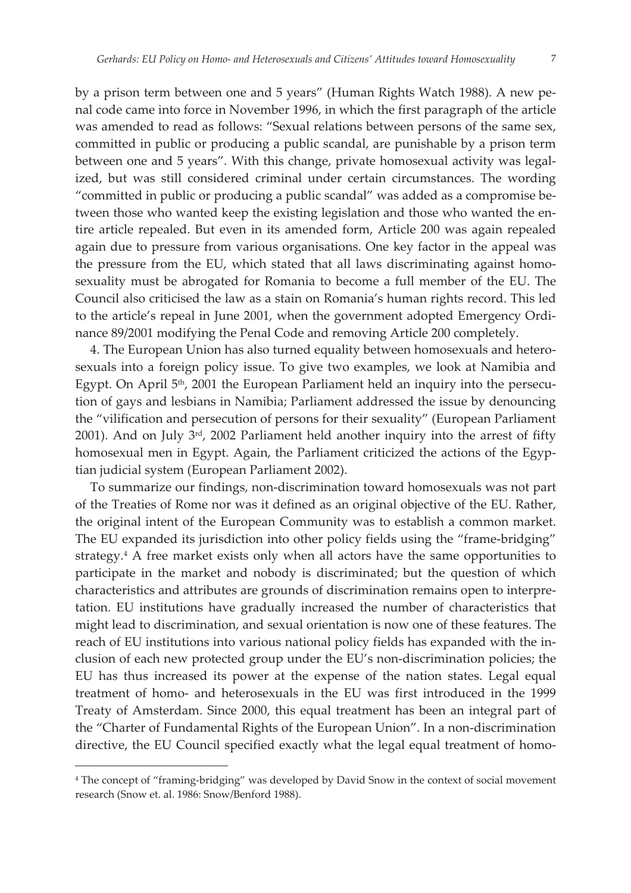by a prison term between one and 5 years" (Human Rights Watch 1988). A new penal code came into force in November 1996, in which the first paragraph of the article was amended to read as follows: "Sexual relations between persons of the same sex, committed in public or producing a public scandal, are punishable by a prison term between one and 5 years". With this change, private homosexual activity was legalized, but was still considered criminal under certain circumstances. The wording "committed in public or producing a public scandal" was added as a compromise between those who wanted keep the existing legislation and those who wanted the entire article repealed. But even in its amended form, Article 200 was again repealed again due to pressure from various organisations. One key factor in the appeal was the pressure from the EU, which stated that all laws discriminating against homosexuality must be abrogated for Romania to become a full member of the EU. The Council also criticised the law as a stain on Romania's human rights record. This led to the article's repeal in June 2001, when the government adopted Emergency Ordinance 89/2001 modifying the Penal Code and removing Article 200 completely.

4. The European Union has also turned equality between homosexuals and heterosexuals into a foreign policy issue. To give two examples, we look at Namibia and Egypt. On April 5th, 2001 the European Parliament held an inquiry into the persecution of gays and lesbians in Namibia; Parliament addressed the issue by denouncing the "vilification and persecution of persons for their sexuality" (European Parliament 2001). And on July 3rd, 2002 Parliament held another inquiry into the arrest of fifty homosexual men in Egypt. Again, the Parliament criticized the actions of the Egyptian judicial system (European Parliament 2002).

To summarize our findings, non-discrimination toward homosexuals was not part of the Treaties of Rome nor was it defined as an original objective of the EU. Rather, the original intent of the European Community was to establish a common market. The EU expanded its jurisdiction into other policy fields using the "frame-bridging" strategy.[4] A free market exists only when all actors have the same opportunities to participate in the market and nobody is discriminated; but the question of which characteristics and attributes are grounds of discrimination remains open to interpretation. EU institutions have gradually increased the number of characteristics that might lead to discrimination, and sexual orientation is now one of these features. The reach of EU institutions into various national policy fields has expanded with the inclusion of each new protected group under the EU's non-discrimination policies; the EU has thus increased its power at the expense of the nation states. Legal equal treatment of homo- and heterosexuals in the EU was first introduced in the 1999 Treaty of Amsterdam. Since 2000, this equal treatment has been an integral part of the "Charter of Fundamental Rights of the European Union". In a non-discrimination directive, the EU Council specified exactly what the legal equal treatment of homo-

---

[4] The concept of "framing-bridging" was developed by David Snow in the context of social movement research (Snow et. al. 1986: Snow/Benford 1988).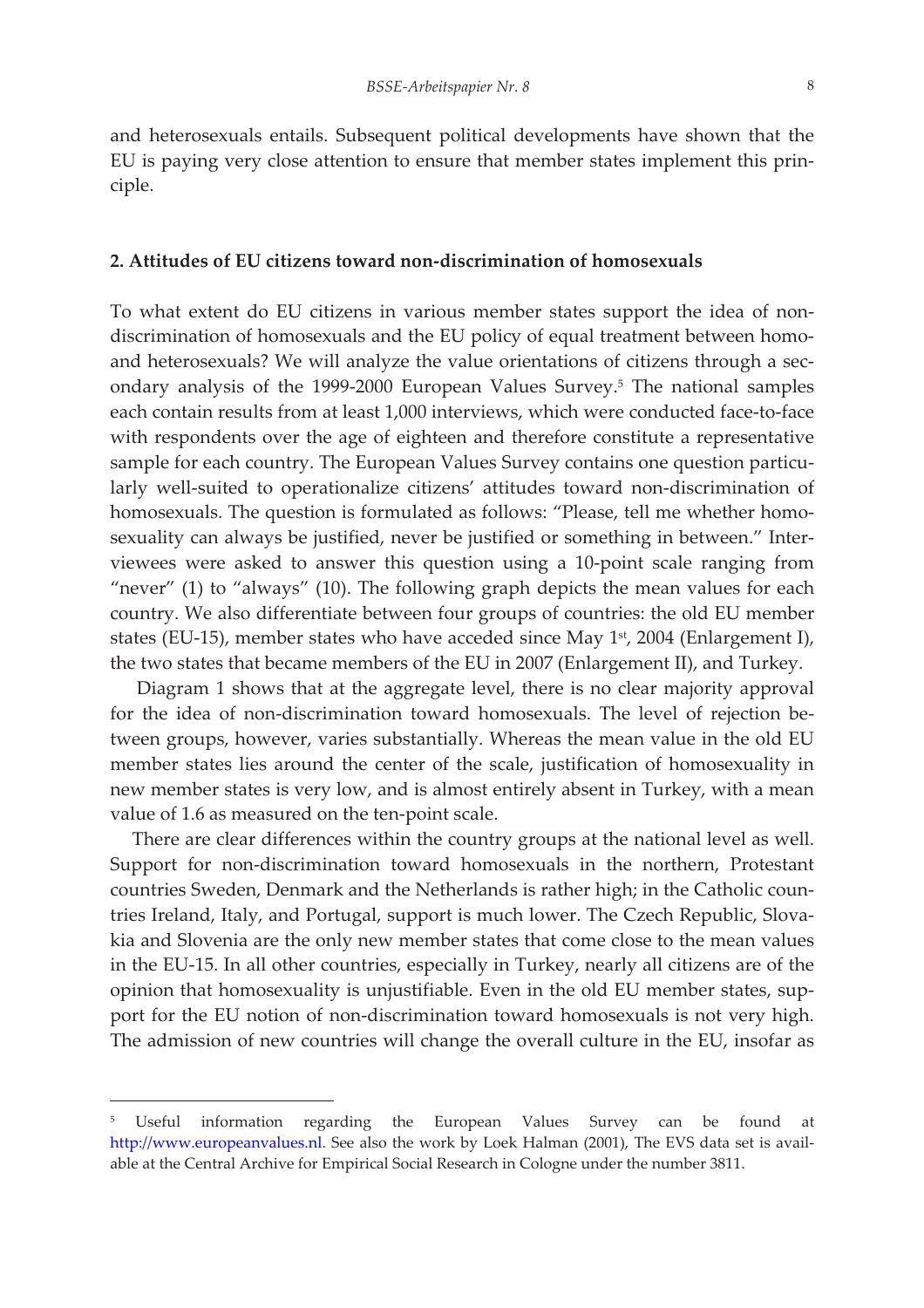and heterosexuals entails. Subsequent political developments have shown that the EU is paying very close attention to ensure that member states implement this principle.

## 2. Attitudes of EU citizens toward non-discrimination of homosexuals

To what extent do EU citizens in various member states support the idea of non-discrimination of homosexuals and the EU policy of equal treatment between homo- and heterosexuals? We will analyze the value orientations of citizens through a secondary analysis of the 1999-2000 European Values Survey.[5] The national samples each contain results from at least 1,000 interviews, which were conducted face-to-face with respondents over the age of eighteen and therefore constitute a representative sample for each country. The European Values Survey contains one question particularly well-suited to operationalize citizens' attitudes toward non-discrimination of homosexuals. The question is formulated as follows: "Please, tell me whether homosexuality can always be justified, never be justified or something in between." Interviewees were asked to answer this question using a 10-point scale ranging from "never" (1) to "always" (10). The following graph depicts the mean values for each country. We also differentiate between four groups of countries: the old EU member states (EU-15), member states who have acceded since May 1st, 2004 (Enlargement I), the two states that became members of the EU in 2007 (Enlargement II), and Turkey.

Diagram 1 shows that at the aggregate level, there is no clear majority approval for the idea of non-discrimination toward homosexuals. The level of rejection between groups, however, varies substantially. Whereas the mean value in the old EU member states lies around the center of the scale, justification of homosexuality in new member states is very low, and is almost entirely absent in Turkey, with a mean value of 1.6 as measured on the ten-point scale.

There are clear differences within the country groups at the national level as well. Support for non-discrimination toward homosexuals in the northern, Protestant countries Sweden, Denmark and the Netherlands is rather high; in the Catholic countries Ireland, Italy, and Portugal, support is much lower. The Czech Republic, Slovakia and Slovenia are the only new member states that come close to the mean values in the EU-15. In all other countries, especially in Turkey, nearly all citizens are of the opinion that homosexuality is unjustifiable. Even in the old EU member states, support for the EU notion of non-discrimination toward homosexuals is not very high. The admission of new countries will change the overall culture in the EU, insofar as

[5] Useful information regarding the European Values Survey can be found at http://www.europeanvalues.nl. See also the work by Loek Halman (2001), The EVS data set is available at the Central Archive for Empirical Social Research in Cologne under the number 3811.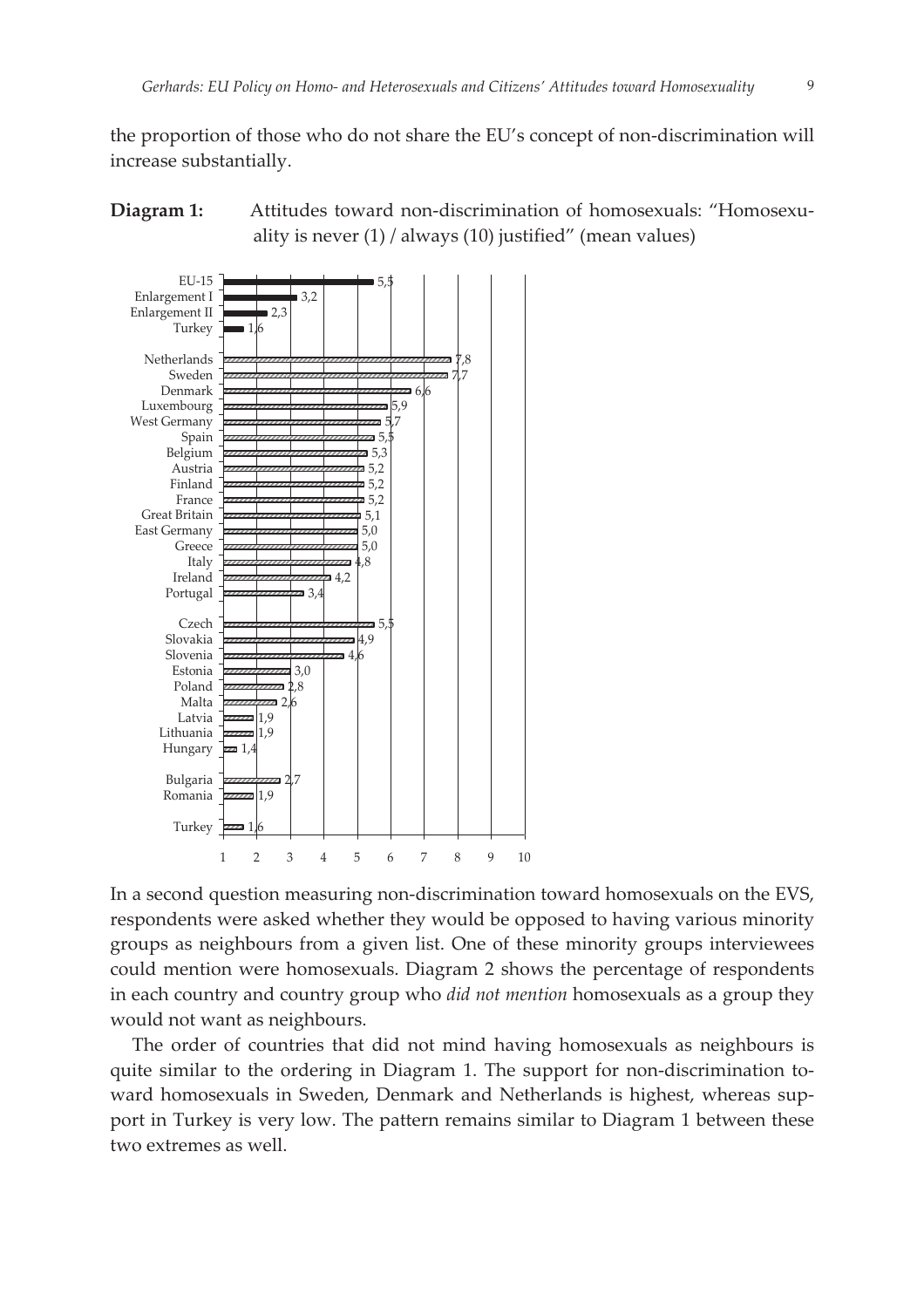the proportion of those who do not share the EU's concept of non-discrimination will increase substantially.

**Diagram 1:** Attitudes toward non-discrimination of homosexuals: "Homosexuality is never (1) / always (10) justified" (mean values)

| Country / Group | Mean value |
|---|---|
| EU-15 | 5,5 |
| Enlargement I | 3,2 |
| Enlargement II | 2,3 |
| Turkey | 1,6 |
| Netherlands | 7,8 |
| Sweden | 7,7 |
| Denmark | 6,6 |
| Luxembourg | 5,9 |
| West Germany | 5,7 |
| Spain | 5,5 |
| Belgium | 5,3 |
| Austria | 5,2 |
| Finland | 5,2 |
| France | 5,2 |
| Great Britain | 5,1 |
| East Germany | 5,0 |
| Greece | 5,0 |
| Italy | 4,8 |
| Ireland | 4,2 |
| Portugal | 3,4 |
| Czech | 5,5 |
| Slovakia | 4,9 |
| Slovenia | 4,6 |
| Estonia | 3,0 |
| Poland | 2,8 |
| Malta | 2,6 |
| Latvia | 1,9 |
| Lithuania | 1,9 |
| Hungary | 1,4 |
| Bulgaria | 2,7 |
| Romania | 1,9 |
| Turkey | 1,6 |

In a second question measuring non-discrimination toward homosexuals on the EVS, respondents were asked whether they would be opposed to having various minority groups as neighbours from a given list. One of these minority groups interviewees could mention were homosexuals. Diagram 2 shows the percentage of respondents in each country and country group who *did not mention* homosexuals as a group they would not want as neighbours.

The order of countries that did not mind having homosexuals as neighbours is quite similar to the ordering in Diagram 1. The support for non-discrimination toward homosexuals in Sweden, Denmark and Netherlands is highest, whereas support in Turkey is very low. The pattern remains similar to Diagram 1 between these two extremes as well.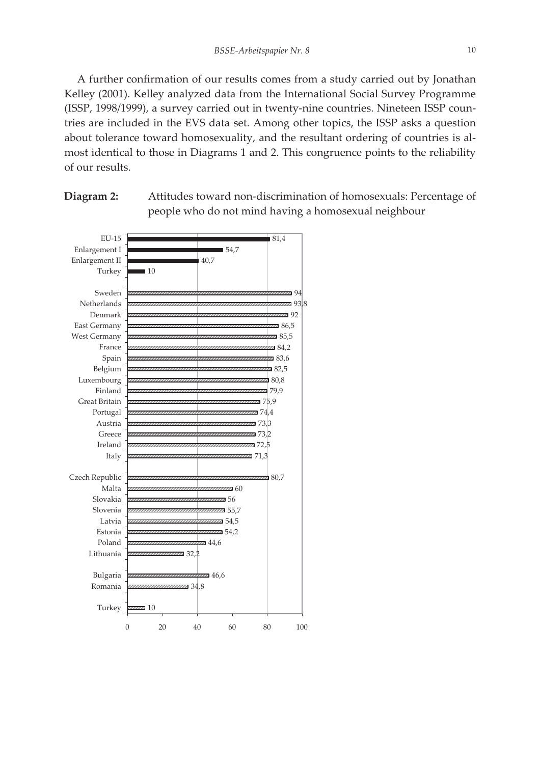A further confirmation of our results comes from a study carried out by Jonathan Kelley (2001). Kelley analyzed data from the International Social Survey Programme (ISSP, 1998/1999), a survey carried out in twenty-nine countries. Nineteen ISSP countries are included in the EVS data set. Among other topics, the ISSP asks a question about tolerance toward homosexuality, and the resultant ordering of countries is almost identical to those in Diagrams 1 and 2. This congruence points to the reliability of our results.

**Diagram 2:** Attitudes toward non-discrimination of homosexuals: Percentage of people who do not mind having a homosexual neighbour

| Country/Group | Percentage |
|---|---|
| EU-15 | 81,4 |
| Enlargement I | 54,7 |
| Enlargement II | 40,7 |
| Turkey | 10 |
| Sweden | 94 |
| Netherlands | 93,8 |
| Denmark | 92 |
| East Germany | 86,5 |
| West Germany | 85,5 |
| France | 84,2 |
| Spain | 83,6 |
| Belgium | 82,5 |
| Luxembourg | 80,8 |
| Finland | 79,9 |
| Great Britain | 75,9 |
| Portugal | 74,4 |
| Austria | 73,3 |
| Greece | 73,2 |
| Ireland | 72,5 |
| Italy | 71,3 |
| Czech Republic | 80,7 |
| Malta | 60 |
| Slovakia | 56 |
| Slovenia | 55,7 |
| Latvia | 54,5 |
| Estonia | 54,2 |
| Poland | 44,6 |
| Lithuania | 32,2 |
| Bulgaria | 46,6 |
| Romania | 34,8 |
| Turkey | 10 |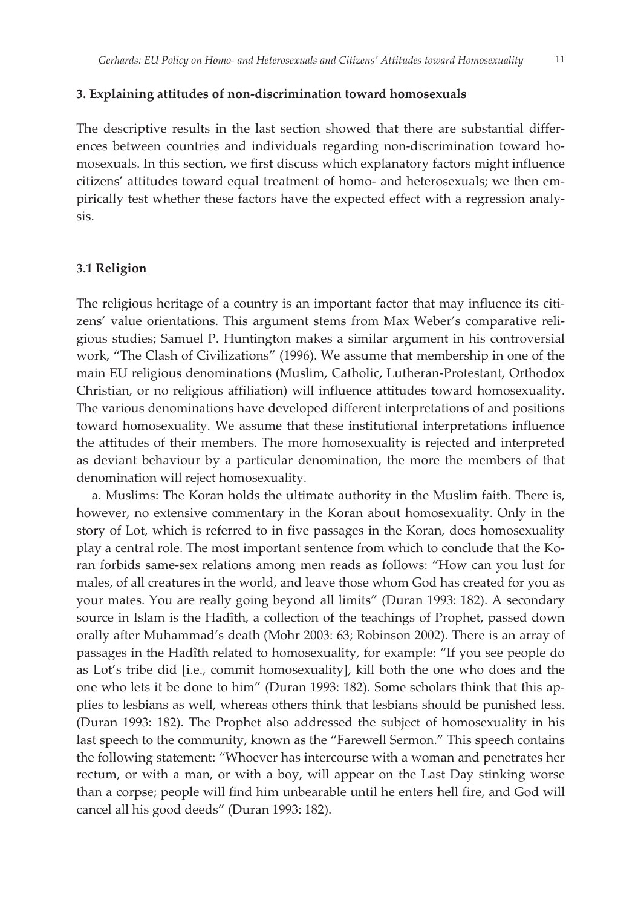## 3. Explaining attitudes of non-discrimination toward homosexuals

The descriptive results in the last section showed that there are substantial differences between countries and individuals regarding non-discrimination toward homosexuals. In this section, we first discuss which explanatory factors might influence citizens' attitudes toward equal treatment of homo- and heterosexuals; we then empirically test whether these factors have the expected effect with a regression analysis.

### 3.1 Religion

The religious heritage of a country is an important factor that may influence its citizens' value orientations. This argument stems from Max Weber's comparative religious studies; Samuel P. Huntington makes a similar argument in his controversial work, "The Clash of Civilizations" (1996). We assume that membership in one of the main EU religious denominations (Muslim, Catholic, Lutheran-Protestant, Orthodox Christian, or no religious affiliation) will influence attitudes toward homosexuality. The various denominations have developed different interpretations of and positions toward homosexuality. We assume that these institutional interpretations influence the attitudes of their members. The more homosexuality is rejected and interpreted as deviant behaviour by a particular denomination, the more the members of that denomination will reject homosexuality.

a. Muslims: The Koran holds the ultimate authority in the Muslim faith. There is, however, no extensive commentary in the Koran about homosexuality. Only in the story of Lot, which is referred to in five passages in the Koran, does homosexuality play a central role. The most important sentence from which to conclude that the Koran forbids same-sex relations among men reads as follows: "How can you lust for males, of all creatures in the world, and leave those whom God has created for you as your mates. You are really going beyond all limits" (Duran 1993: 182). A secondary source in Islam is the Hadîth, a collection of the teachings of Prophet, passed down orally after Muhammad's death (Mohr 2003: 63; Robinson 2002). There is an array of passages in the Hadîth related to homosexuality, for example: "If you see people do as Lot's tribe did [i.e., commit homosexuality], kill both the one who does and the one who lets it be done to him" (Duran 1993: 182). Some scholars think that this applies to lesbians as well, whereas others think that lesbians should be punished less. (Duran 1993: 182). The Prophet also addressed the subject of homosexuality in his last speech to the community, known as the "Farewell Sermon." This speech contains the following statement: "Whoever has intercourse with a woman and penetrates her rectum, or with a man, or with a boy, will appear on the Last Day stinking worse than a corpse; people will find him unbearable until he enters hell fire, and God will cancel all his good deeds" (Duran 1993: 182).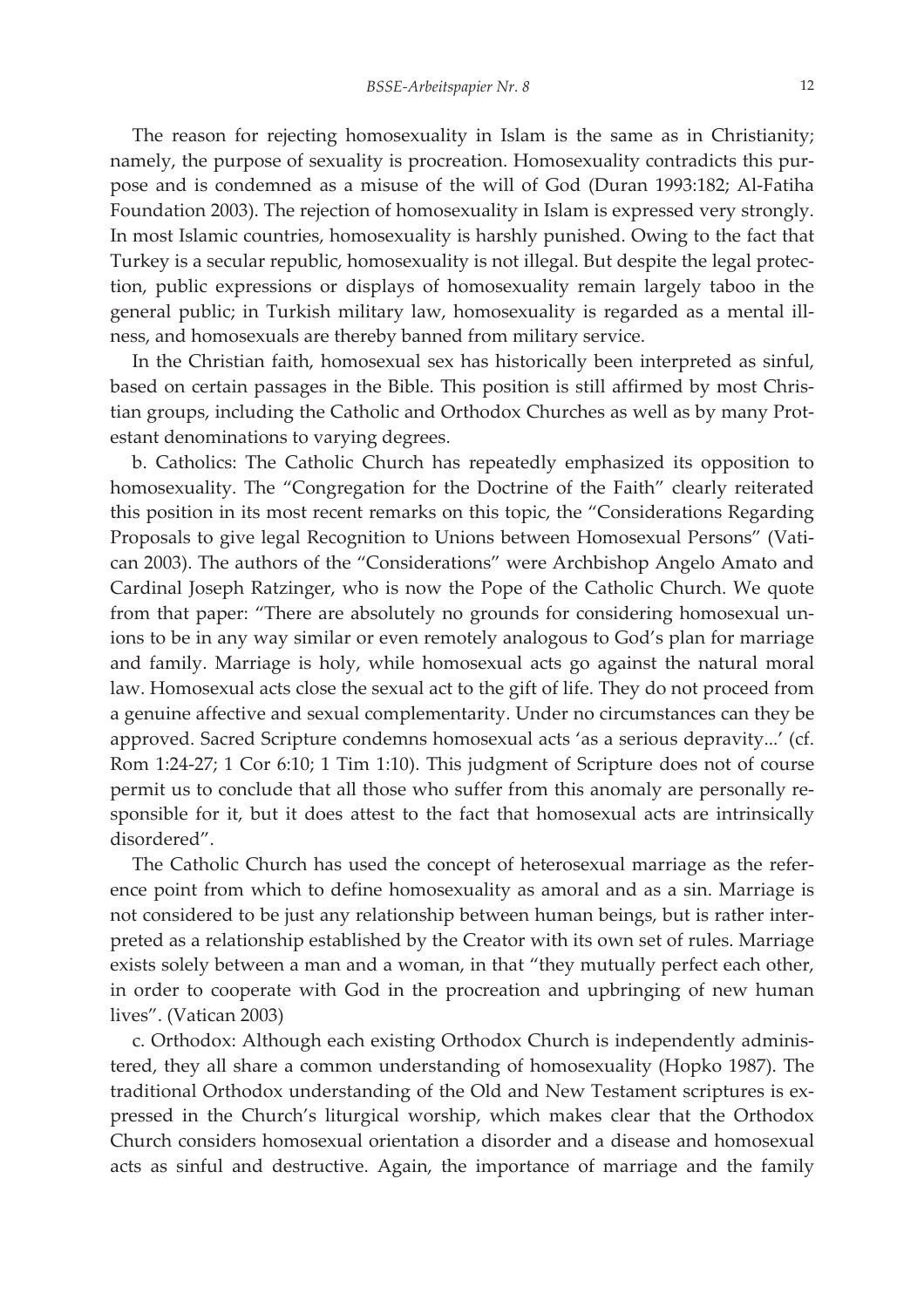The reason for rejecting homosexuality in Islam is the same as in Christianity; namely, the purpose of sexuality is procreation. Homosexuality contradicts this purpose and is condemned as a misuse of the will of God (Duran 1993:182; Al-Fatiha Foundation 2003). The rejection of homosexuality in Islam is expressed very strongly. In most Islamic countries, homosexuality is harshly punished. Owing to the fact that Turkey is a secular republic, homosexuality is not illegal. But despite the legal protection, public expressions or displays of homosexuality remain largely taboo in the general public; in Turkish military law, homosexuality is regarded as a mental illness, and homosexuals are thereby banned from military service.

In the Christian faith, homosexual sex has historically been interpreted as sinful, based on certain passages in the Bible. This position is still affirmed by most Christian groups, including the Catholic and Orthodox Churches as well as by many Protestant denominations to varying degrees.

b. Catholics: The Catholic Church has repeatedly emphasized its opposition to homosexuality. The "Congregation for the Doctrine of the Faith" clearly reiterated this position in its most recent remarks on this topic, the "Considerations Regarding Proposals to give legal Recognition to Unions between Homosexual Persons" (Vatican 2003). The authors of the "Considerations" were Archbishop Angelo Amato and Cardinal Joseph Ratzinger, who is now the Pope of the Catholic Church. We quote from that paper: "There are absolutely no grounds for considering homosexual unions to be in any way similar or even remotely analogous to God's plan for marriage and family. Marriage is holy, while homosexual acts go against the natural moral law. Homosexual acts close the sexual act to the gift of life. They do not proceed from a genuine affective and sexual complementarity. Under no circumstances can they be approved. Sacred Scripture condemns homosexual acts 'as a serious depravity...' (cf. Rom 1:24-27; 1 Cor 6:10; 1 Tim 1:10). This judgment of Scripture does not of course permit us to conclude that all those who suffer from this anomaly are personally responsible for it, but it does attest to the fact that homosexual acts are intrinsically disordered".

The Catholic Church has used the concept of heterosexual marriage as the reference point from which to define homosexuality as amoral and as a sin. Marriage is not considered to be just any relationship between human beings, but is rather interpreted as a relationship established by the Creator with its own set of rules. Marriage exists solely between a man and a woman, in that "they mutually perfect each other, in order to cooperate with God in the procreation and upbringing of new human lives". (Vatican 2003)

c. Orthodox: Although each existing Orthodox Church is independently administered, they all share a common understanding of homosexuality (Hopko 1987). The traditional Orthodox understanding of the Old and New Testament scriptures is expressed in the Church's liturgical worship, which makes clear that the Orthodox Church considers homosexual orientation a disorder and a disease and homosexual acts as sinful and destructive. Again, the importance of marriage and the family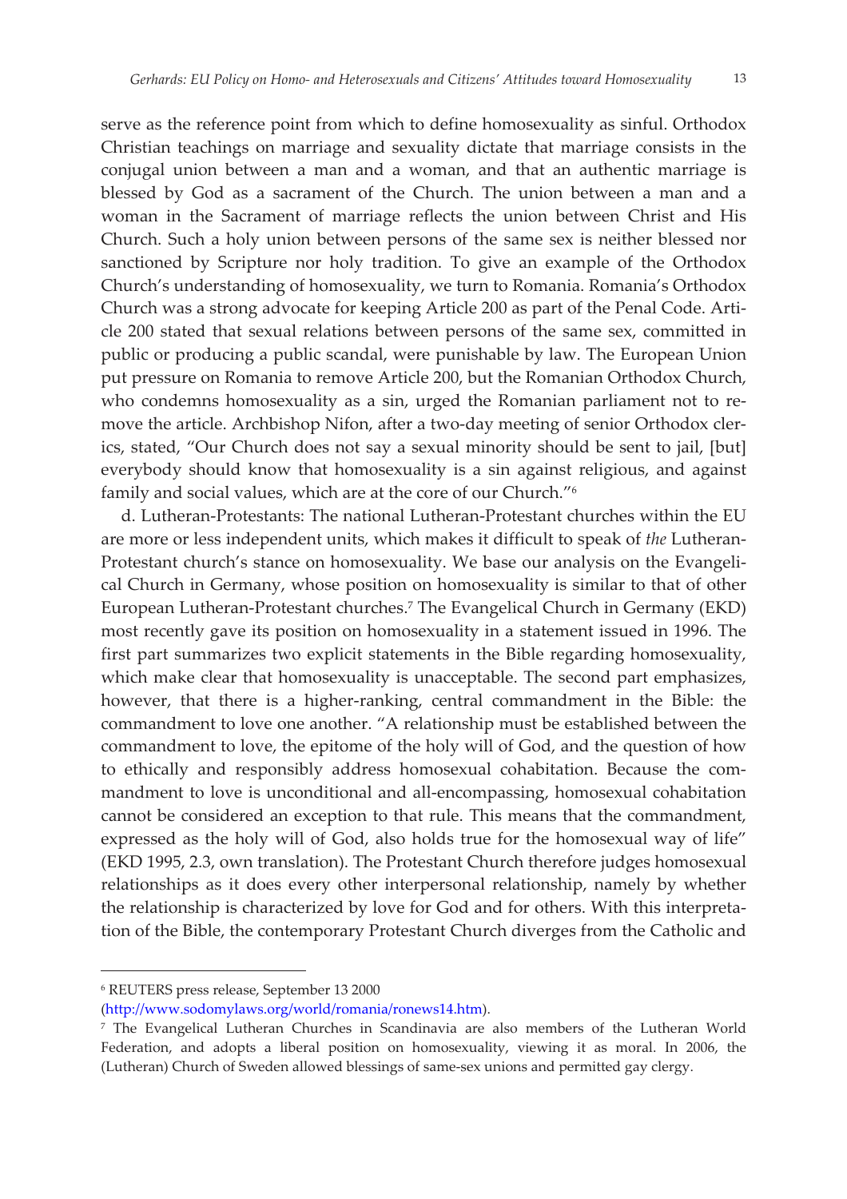serve as the reference point from which to define homosexuality as sinful. Orthodox Christian teachings on marriage and sexuality dictate that marriage consists in the conjugal union between a man and a woman, and that an authentic marriage is blessed by God as a sacrament of the Church. The union between a man and a woman in the Sacrament of marriage reflects the union between Christ and His Church. Such a holy union between persons of the same sex is neither blessed nor sanctioned by Scripture nor holy tradition. To give an example of the Orthodox Church's understanding of homosexuality, we turn to Romania. Romania's Orthodox Church was a strong advocate for keeping Article 200 as part of the Penal Code. Article 200 stated that sexual relations between persons of the same sex, committed in public or producing a public scandal, were punishable by law. The European Union put pressure on Romania to remove Article 200, but the Romanian Orthodox Church, who condemns homosexuality as a sin, urged the Romanian parliament not to remove the article. Archbishop Nifon, after a two-day meeting of senior Orthodox clerics, stated, "Our Church does not say a sexual minority should be sent to jail, [but] everybody should know that homosexuality is a sin against religious, and against family and social values, which are at the core of our Church."[6]

d. Lutheran-Protestants: The national Lutheran-Protestant churches within the EU are more or less independent units, which makes it difficult to speak of *the* Lutheran-Protestant church's stance on homosexuality. We base our analysis on the Evangelical Church in Germany, whose position on homosexuality is similar to that of other European Lutheran-Protestant churches.[7] The Evangelical Church in Germany (EKD) most recently gave its position on homosexuality in a statement issued in 1996. The first part summarizes two explicit statements in the Bible regarding homosexuality, which make clear that homosexuality is unacceptable. The second part emphasizes, however, that there is a higher-ranking, central commandment in the Bible: the commandment to love one another. "A relationship must be established between the commandment to love, the epitome of the holy will of God, and the question of how to ethically and responsibly address homosexual cohabitation. Because the commandment to love is unconditional and all-encompassing, homosexual cohabitation cannot be considered an exception to that rule. This means that the commandment, expressed as the holy will of God, also holds true for the homosexual way of life" (EKD 1995, 2.3, own translation). The Protestant Church therefore judges homosexual relationships as it does every other interpersonal relationship, namely by whether the relationship is characterized by love for God and for others. With this interpretation of the Bible, the contemporary Protestant Church diverges from the Catholic and

---

[6] REUTERS press release, September 13 2000 (http://www.sodomylaws.org/world/romania/ronews14.htm).

[7] The Evangelical Lutheran Churches in Scandinavia are also members of the Lutheran World Federation, and adopts a liberal position on homosexuality, viewing it as moral. In 2006, the (Lutheran) Church of Sweden allowed blessings of same-sex unions and permitted gay clergy.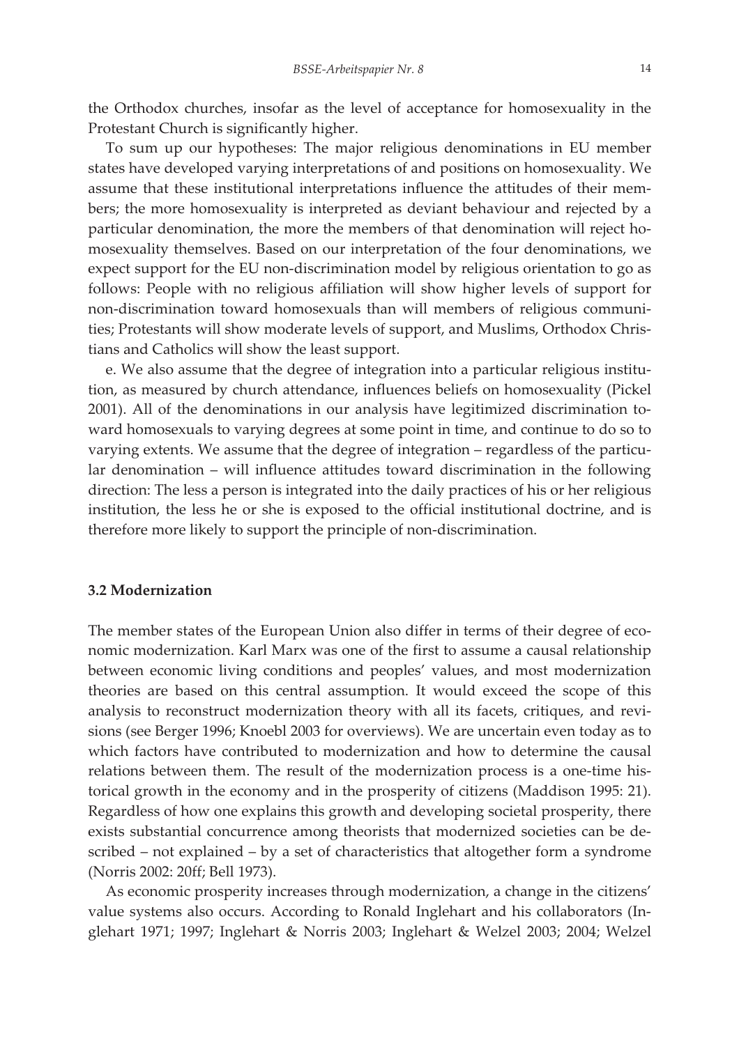the Orthodox churches, insofar as the level of acceptance for homosexuality in the Protestant Church is significantly higher.

To sum up our hypotheses: The major religious denominations in EU member states have developed varying interpretations of and positions on homosexuality. We assume that these institutional interpretations influence the attitudes of their members; the more homosexuality is interpreted as deviant behaviour and rejected by a particular denomination, the more the members of that denomination will reject homosexuality themselves. Based on our interpretation of the four denominations, we expect support for the EU non-discrimination model by religious orientation to go as follows: People with no religious affiliation will show higher levels of support for non-discrimination toward homosexuals than will members of religious communities; Protestants will show moderate levels of support, and Muslims, Orthodox Christians and Catholics will show the least support.

e. We also assume that the degree of integration into a particular religious institution, as measured by church attendance, influences beliefs on homosexuality (Pickel 2001). All of the denominations in our analysis have legitimized discrimination toward homosexuals to varying degrees at some point in time, and continue to do so to varying extents. We assume that the degree of integration – regardless of the particular denomination – will influence attitudes toward discrimination in the following direction: The less a person is integrated into the daily practices of his or her religious institution, the less he or she is exposed to the official institutional doctrine, and is therefore more likely to support the principle of non-discrimination.

### 3.2 Modernization

The member states of the European Union also differ in terms of their degree of economic modernization. Karl Marx was one of the first to assume a causal relationship between economic living conditions and peoples' values, and most modernization theories are based on this central assumption. It would exceed the scope of this analysis to reconstruct modernization theory with all its facets, critiques, and revisions (see Berger 1996; Knoebl 2003 for overviews). We are uncertain even today as to which factors have contributed to modernization and how to determine the causal relations between them. The result of the modernization process is a one-time historical growth in the economy and in the prosperity of citizens (Maddison 1995: 21). Regardless of how one explains this growth and developing societal prosperity, there exists substantial concurrence among theorists that modernized societies can be described – not explained – by a set of characteristics that altogether form a syndrome (Norris 2002: 20ff; Bell 1973).

As economic prosperity increases through modernization, a change in the citizens' value systems also occurs. According to Ronald Inglehart and his collaborators (Inglehart 1971; 1997; Inglehart & Norris 2003; Inglehart & Welzel 2003; 2004; Welzel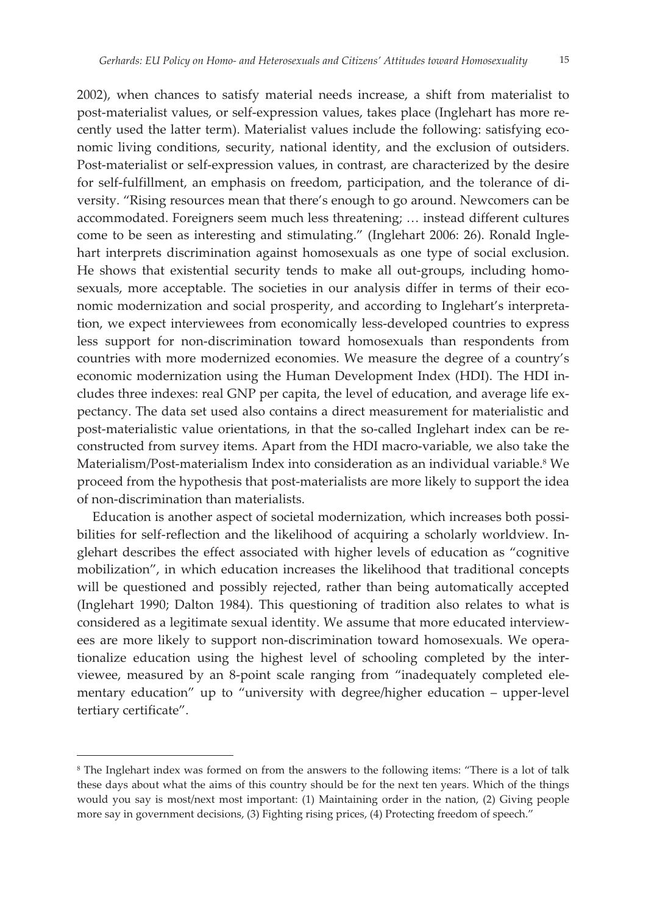2002), when chances to satisfy material needs increase, a shift from materialist to post-materialist values, or self-expression values, takes place (Inglehart has more recently used the latter term). Materialist values include the following: satisfying economic living conditions, security, national identity, and the exclusion of outsiders. Post-materialist or self-expression values, in contrast, are characterized by the desire for self-fulfillment, an emphasis on freedom, participation, and the tolerance of diversity. "Rising resources mean that there's enough to go around. Newcomers can be accommodated. Foreigners seem much less threatening; … instead different cultures come to be seen as interesting and stimulating." (Inglehart 2006: 26). Ronald Inglehart interprets discrimination against homosexuals as one type of social exclusion. He shows that existential security tends to make all out-groups, including homosexuals, more acceptable. The societies in our analysis differ in terms of their economic modernization and social prosperity, and according to Inglehart's interpretation, we expect interviewees from economically less-developed countries to express less support for non-discrimination toward homosexuals than respondents from countries with more modernized economies. We measure the degree of a country's economic modernization using the Human Development Index (HDI). The HDI includes three indexes: real GNP per capita, the level of education, and average life expectancy. The data set used also contains a direct measurement for materialistic and post-materialistic value orientations, in that the so-called Inglehart index can be reconstructed from survey items. Apart from the HDI macro-variable, we also take the Materialism/Post-materialism Index into consideration as an individual variable.[8] We proceed from the hypothesis that post-materialists are more likely to support the idea of non-discrimination than materialists.

Education is another aspect of societal modernization, which increases both possibilities for self-reflection and the likelihood of acquiring a scholarly worldview. Inglehart describes the effect associated with higher levels of education as "cognitive mobilization", in which education increases the likelihood that traditional concepts will be questioned and possibly rejected, rather than being automatically accepted (Inglehart 1990; Dalton 1984). This questioning of tradition also relates to what is considered as a legitimate sexual identity. We assume that more educated interviewees are more likely to support non-discrimination toward homosexuals. We operationalize education using the highest level of schooling completed by the interviewee, measured by an 8-point scale ranging from "inadequately completed elementary education" up to "university with degree/higher education – upper-level tertiary certificate".

---

[8] The Inglehart index was formed on from the answers to the following items: "There is a lot of talk these days about what the aims of this country should be for the next ten years. Which of the things would you say is most/next most important: (1) Maintaining order in the nation, (2) Giving people more say in government decisions, (3) Fighting rising prices, (4) Protecting freedom of speech."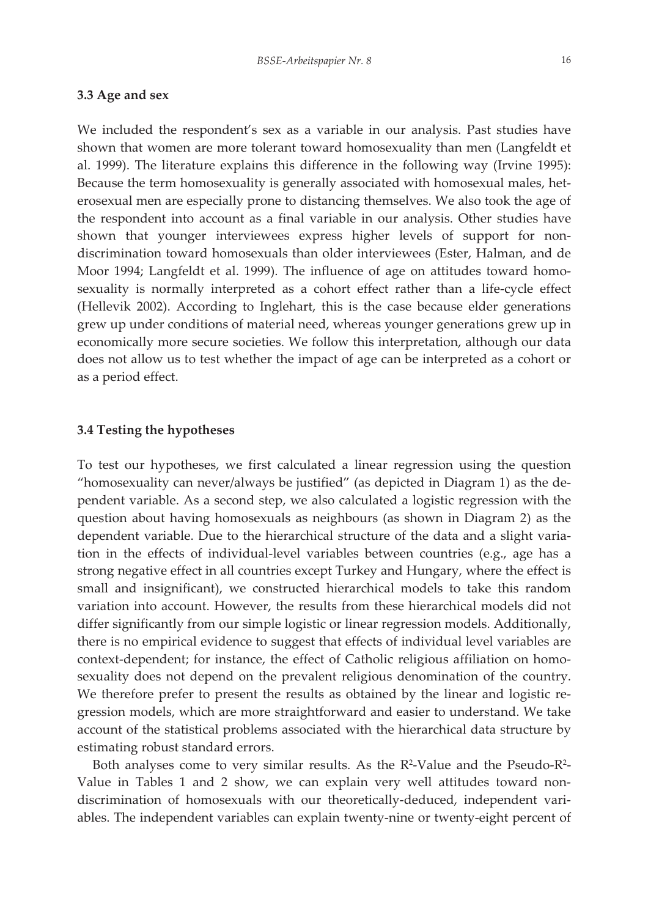### 3.3 Age and sex

We included the respondent's sex as a variable in our analysis. Past studies have shown that women are more tolerant toward homosexuality than men (Langfeldt et al. 1999). The literature explains this difference in the following way (Irvine 1995): Because the term homosexuality is generally associated with homosexual males, heterosexual men are especially prone to distancing themselves. We also took the age of the respondent into account as a final variable in our analysis. Other studies have shown that younger interviewees express higher levels of support for non-discrimination toward homosexuals than older interviewees (Ester, Halman, and de Moor 1994; Langfeldt et al. 1999). The influence of age on attitudes toward homosexuality is normally interpreted as a cohort effect rather than a life-cycle effect (Hellevik 2002). According to Inglehart, this is the case because elder generations grew up under conditions of material need, whereas younger generations grew up in economically more secure societies. We follow this interpretation, although our data does not allow us to test whether the impact of age can be interpreted as a cohort or as a period effect.

### 3.4 Testing the hypotheses

To test our hypotheses, we first calculated a linear regression using the question "homosexuality can never/always be justified" (as depicted in Diagram 1) as the dependent variable. As a second step, we also calculated a logistic regression with the question about having homosexuals as neighbours (as shown in Diagram 2) as the dependent variable. Due to the hierarchical structure of the data and a slight variation in the effects of individual-level variables between countries (e.g., age has a strong negative effect in all countries except Turkey and Hungary, where the effect is small and insignificant), we constructed hierarchical models to take this random variation into account. However, the results from these hierarchical models did not differ significantly from our simple logistic or linear regression models. Additionally, there is no empirical evidence to suggest that effects of individual level variables are context-dependent; for instance, the effect of Catholic religious affiliation on homosexuality does not depend on the prevalent religious denomination of the country. We therefore prefer to present the results as obtained by the linear and logistic regression models, which are more straightforward and easier to understand. We take account of the statistical problems associated with the hierarchical data structure by estimating robust standard errors.

Both analyses come to very similar results. As the $R^2$-Value and the Pseudo-$R^2$-Value in Tables 1 and 2 show, we can explain very well attitudes toward non-discrimination of homosexuals with our theoretically-deduced, independent variables. The independent variables can explain twenty-nine or twenty-eight percent of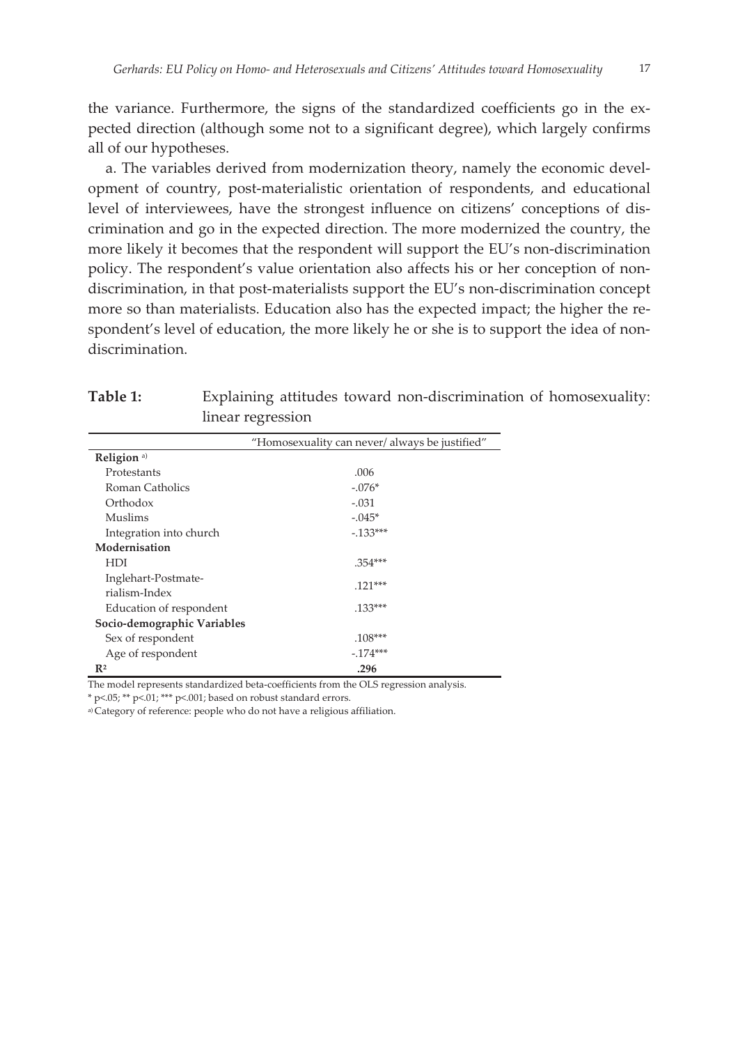the variance. Furthermore, the signs of the standardized coefficients go in the expected direction (although some not to a significant degree), which largely confirms all of our hypotheses.

a. The variables derived from modernization theory, namely the economic development of country, post-materialistic orientation of respondents, and educational level of interviewees, have the strongest influence on citizens' conceptions of discrimination and go in the expected direction. The more modernized the country, the more likely it becomes that the respondent will support the EU's non-discrimination policy. The respondent's value orientation also affects his or her conception of non-discrimination, in that post-materialists support the EU's non-discrimination concept more so than materialists. Education also has the expected impact; the higher the respondent's level of education, the more likely he or she is to support the idea of non-discrimination.

**Table 1:** Explaining attitudes toward non-discrimination of homosexuality: linear regression

| | "Homosexuality can never/ always be justified" |
|---|---|
| **Religion** [a)] | |
| Protestants | .006 |
| Roman Catholics | -.076* |
| Orthodox | -.031 |
| Muslims | -.045* |
| Integration into church | -.133*** |
| **Modernisation** | |
| HDI | .354*** |
| Inglehart-Postmaterialism-Index | .121*** |
| Education of respondent | .133*** |
| **Socio-demographic Variables** | |
| Sex of respondent | .108*** |
| Age of respondent | -.174*** |
| $R^2$ | **.296** |

The model represents standardized beta-coefficients from the OLS regression analysis.

* p<.05; ** p<.01; *** p<.001; based on robust standard errors.

a) Category of reference: people who do not have a religious affiliation.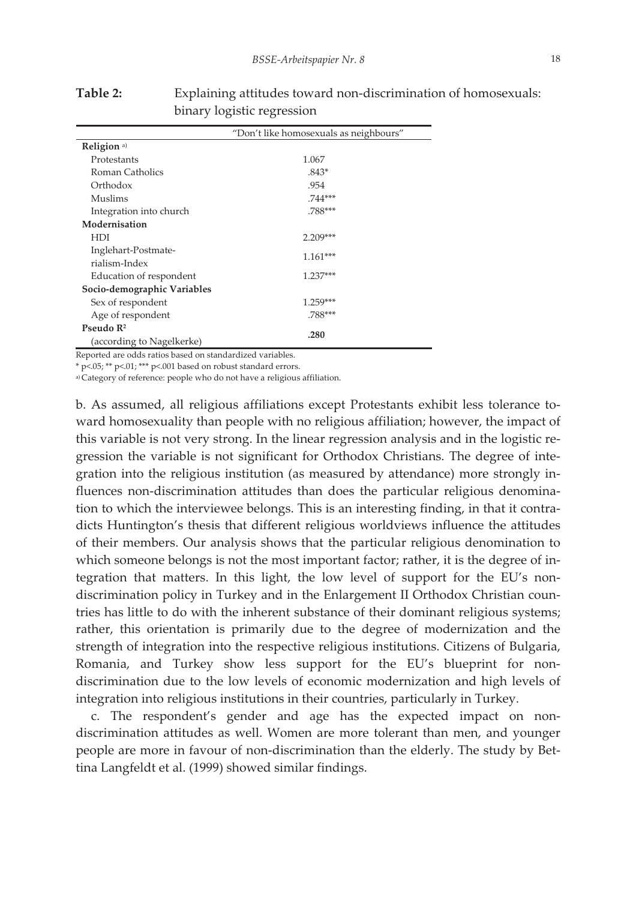**Table 2:** Explaining attitudes toward non-discrimination of homosexuals: binary logistic regression

| | "Don't like homosexuals as neighbours" |
|---|---|
| **Religion** [a] | |
| Protestants | 1.067 |
| Roman Catholics | .843* |
| Orthodox | .954 |
| Muslims | .744*** |
| Integration into church | .788*** |
| **Modernisation** | |
| HDI | 2.209*** |
| Inglehart-Postmaterialism-Index | 1.161*** |
| Education of respondent | 1.237*** |
| **Socio-demographic Variables** | |
| Sex of respondent | 1.259*** |
| Age of respondent | .788*** |
| **Pseudo $R^2$** (according to Nagelkerke) | **.280** |

Reported are odds ratios based on standardized variables.

* p<.05; ** p<.01; *** p<.001 based on robust standard errors.

[a] Category of reference: people who do not have a religious affiliation.

b. As assumed, all religious affiliations except Protestants exhibit less tolerance toward homosexuality than people with no religious affiliation; however, the impact of this variable is not very strong. In the linear regression analysis and in the logistic regression the variable is not significant for Orthodox Christians. The degree of integration into the religious institution (as measured by attendance) more strongly influences non-discrimination attitudes than does the particular religious denomination to which the interviewee belongs. This is an interesting finding, in that it contradicts Huntington's thesis that different religious worldviews influence the attitudes of their members. Our analysis shows that the particular religious denomination to which someone belongs is not the most important factor; rather, it is the degree of integration that matters. In this light, the low level of support for the EU's non-discrimination policy in Turkey and in the Enlargement II Orthodox Christian countries has little to do with the inherent substance of their dominant religious systems; rather, this orientation is primarily due to the degree of modernization and the strength of integration into the respective religious institutions. Citizens of Bulgaria, Romania, and Turkey show less support for the EU's blueprint for non-discrimination due to the low levels of economic modernization and high levels of integration into religious institutions in their countries, particularly in Turkey.

c. The respondent's gender and age has the expected impact on non-discrimination attitudes as well. Women are more tolerant than men, and younger people are more in favour of non-discrimination than the elderly. The study by Bettina Langfeldt et al. (1999) showed similar findings.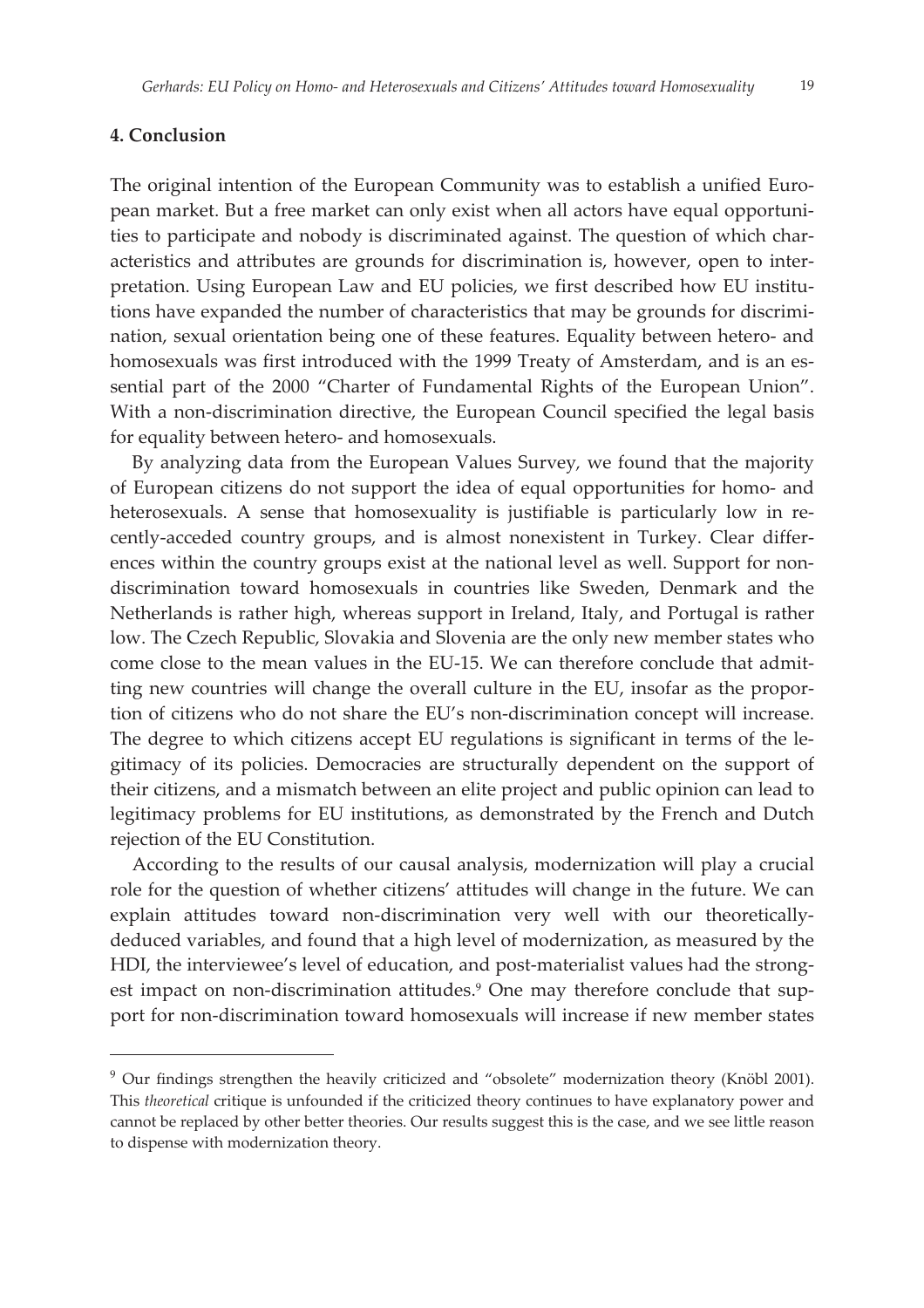## 4. Conclusion

The original intention of the European Community was to establish a unified European market. But a free market can only exist when all actors have equal opportunities to participate and nobody is discriminated against. The question of which characteristics and attributes are grounds for discrimination is, however, open to interpretation. Using European Law and EU policies, we first described how EU institutions have expanded the number of characteristics that may be grounds for discrimination, sexual orientation being one of these features. Equality between hetero- and homosexuals was first introduced with the 1999 Treaty of Amsterdam, and is an essential part of the 2000 "Charter of Fundamental Rights of the European Union". With a non-discrimination directive, the European Council specified the legal basis for equality between hetero- and homosexuals.

By analyzing data from the European Values Survey, we found that the majority of European citizens do not support the idea of equal opportunities for homo- and heterosexuals. A sense that homosexuality is justifiable is particularly low in recently-acceded country groups, and is almost nonexistent in Turkey. Clear differences within the country groups exist at the national level as well. Support for non-discrimination toward homosexuals in countries like Sweden, Denmark and the Netherlands is rather high, whereas support in Ireland, Italy, and Portugal is rather low. The Czech Republic, Slovakia and Slovenia are the only new member states who come close to the mean values in the EU-15. We can therefore conclude that admitting new countries will change the overall culture in the EU, insofar as the proportion of citizens who do not share the EU's non-discrimination concept will increase. The degree to which citizens accept EU regulations is significant in terms of the legitimacy of its policies. Democracies are structurally dependent on the support of their citizens, and a mismatch between an elite project and public opinion can lead to legitimacy problems for EU institutions, as demonstrated by the French and Dutch rejection of the EU Constitution.

According to the results of our causal analysis, modernization will play a crucial role for the question of whether citizens' attitudes will change in the future. We can explain attitudes toward non-discrimination very well with our theoretically-deduced variables, and found that a high level of modernization, as measured by the HDI, the interviewee's level of education, and post-materialist values had the strongest impact on non-discrimination attitudes.[9] One may therefore conclude that support for non-discrimination toward homosexuals will increase if new member states

[9] Our findings strengthen the heavily criticized and "obsolete" modernization theory (Knöbl 2001). This *theoretical* critique is unfounded if the criticized theory continues to have explanatory power and cannot be replaced by other better theories. Our results suggest this is the case, and we see little reason to dispense with modernization theory.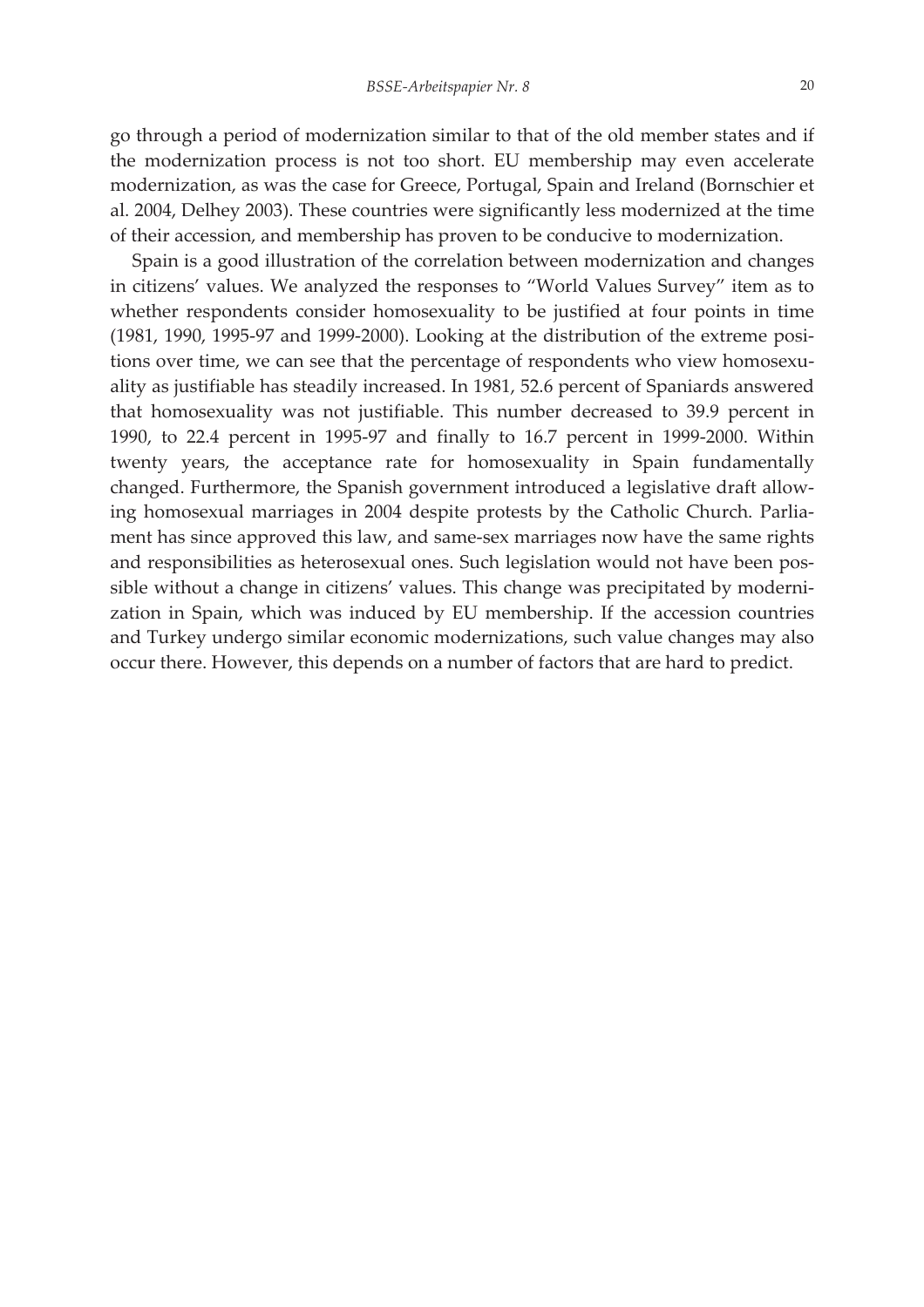go through a period of modernization similar to that of the old member states and if the modernization process is not too short. EU membership may even accelerate modernization, as was the case for Greece, Portugal, Spain and Ireland (Bornschier et al. 2004, Delhey 2003). These countries were significantly less modernized at the time of their accession, and membership has proven to be conducive to modernization.

Spain is a good illustration of the correlation between modernization and changes in citizens' values. We analyzed the responses to "World Values Survey" item as to whether respondents consider homosexuality to be justified at four points in time (1981, 1990, 1995-97 and 1999-2000). Looking at the distribution of the extreme positions over time, we can see that the percentage of respondents who view homosexuality as justifiable has steadily increased. In 1981, 52.6 percent of Spaniards answered that homosexuality was not justifiable. This number decreased to 39.9 percent in 1990, to 22.4 percent in 1995-97 and finally to 16.7 percent in 1999-2000. Within twenty years, the acceptance rate for homosexuality in Spain fundamentally changed. Furthermore, the Spanish government introduced a legislative draft allowing homosexual marriages in 2004 despite protests by the Catholic Church. Parliament has since approved this law, and same-sex marriages now have the same rights and responsibilities as heterosexual ones. Such legislation would not have been possible without a change in citizens' values. This change was precipitated by modernization in Spain, which was induced by EU membership. If the accession countries and Turkey undergo similar economic modernizations, such value changes may also occur there. However, this depends on a number of factors that are hard to predict.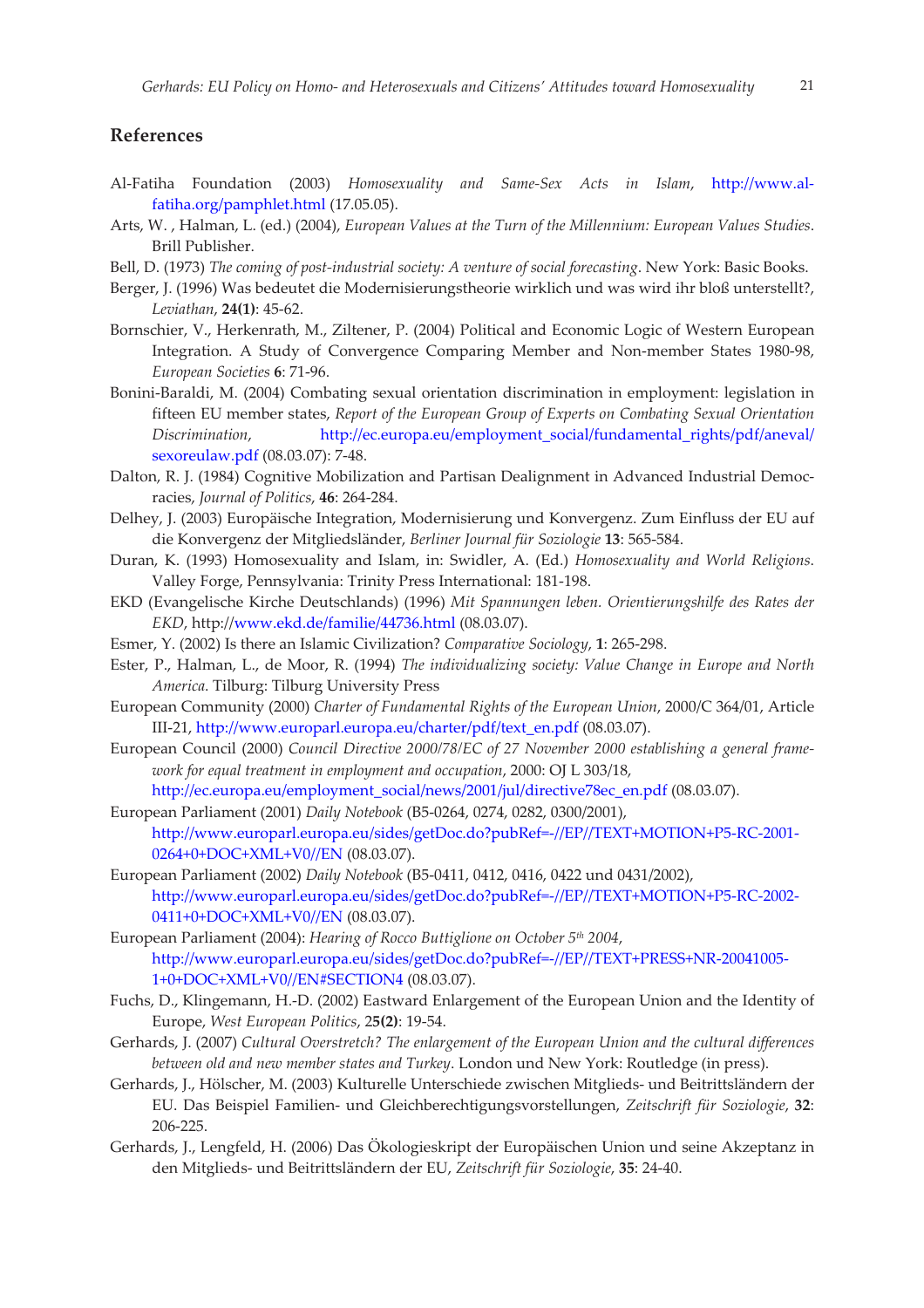## References

Al-Fatiha Foundation (2003) *Homosexuality and Same-Sex Acts in Islam*, http://www.al-fatiha.org/pamphlet.html (17.05.05).

Arts, W. , Halman, L. (ed.) (2004), *European Values at the Turn of the Millennium: European Values Studies*. Brill Publisher.

Bell, D. (1973) *The coming of post-industrial society: A venture of social forecasting*. New York: Basic Books.

Berger, J. (1996) Was bedeutet die Modernisierungstheorie wirklich und was wird ihr bloß unterstellt?, *Leviathan*, **24(1)**: 45-62.

Bornschier, V., Herkenrath, M., Ziltener, P. (2004) Political and Economic Logic of Western European Integration. A Study of Convergence Comparing Member and Non-member States 1980-98, *European Societies* **6**: 71-96.

Bonini-Baraldi, M. (2004) Combating sexual orientation discrimination in employment: legislation in fifteen EU member states, *Report of the European Group of Experts on Combating Sexual Orientation Discrimination*, http://ec.europa.eu/employment_social/fundamental_rights/pdf/aneval/sexoreulaw.pdf (08.03.07): 7-48.

Dalton, R. J. (1984) Cognitive Mobilization and Partisan Dealignment in Advanced Industrial Democracies, *Journal of Politics*, **46**: 264-284.

Delhey, J. (2003) Europäische Integration, Modernisierung und Konvergenz. Zum Einfluss der EU auf die Konvergenz der Mitgliedsländer, *Berliner Journal für Soziologie* **13**: 565-584.

Duran, K. (1993) Homosexuality and Islam, in: Swidler, A. (Ed.) *Homosexuality and World Religions*. Valley Forge, Pennsylvania: Trinity Press International: 181-198.

EKD (Evangelische Kirche Deutschlands) (1996) *Mit Spannungen leben. Orientierungshilfe des Rates der EKD*, http://www.ekd.de/familie/44736.html (08.03.07).

Esmer, Y. (2002) Is there an Islamic Civilization? *Comparative Sociology*, **1**: 265-298.

Ester, P., Halman, L., de Moor, R. (1994) *The individualizing society: Value Change in Europe and North America*. Tilburg: Tilburg University Press

European Community (2000) *Charter of Fundamental Rights of the European Union*, 2000/C 364/01, Article III-21, http://www.europarl.europa.eu/charter/pdf/text_en.pdf (08.03.07).

European Council (2000) *Council Directive 2000/78/EC of 27 November 2000 establishing a general framework for equal treatment in employment and occupation*, 2000: OJ L 303/18, http://ec.europa.eu/employment_social/news/2001/jul/directive78ec_en.pdf (08.03.07).

European Parliament (2001) *Daily Notebook* (B5-0264, 0274, 0282, 0300/2001), http://www.europarl.europa.eu/sides/getDoc.do?pubRef=-//EP//TEXT+MOTION+P5-RC-2001-0264+0+DOC+XML+V0//EN (08.03.07).

European Parliament (2002) *Daily Notebook* (B5-0411, 0412, 0416, 0422 und 0431/2002), http://www.europarl.europa.eu/sides/getDoc.do?pubRef=-//EP//TEXT+MOTION+P5-RC-2002-0411+0+DOC+XML+V0//EN (08.03.07).

European Parliament (2004): *Hearing of Rocco Buttiglione on October 5th 2004*, http://www.europarl.europa.eu/sides/getDoc.do?pubRef=-//EP//TEXT+PRESS+NR-20041005-1+0+DOC+XML+V0//EN#SECTION4 (08.03.07).

Fuchs, D., Klingemann, H.-D. (2002) Eastward Enlargement of the European Union and the Identity of Europe, *West European Politics*, 2**5(2)**: 19-54.

Gerhards, J. (2007) *Cultural Overstretch? The enlargement of the European Union and the cultural differences between old and new member states and Turkey*. London und New York: Routledge (in press).

Gerhards, J., Hölscher, M. (2003) Kulturelle Unterschiede zwischen Mitglieds- und Beitrittsländern der EU. Das Beispiel Familien- und Gleichberechtigungsvorstellungen, *Zeitschrift für Soziologie*, **32**: 206-225.

Gerhards, J., Lengfeld, H. (2006) Das Ökologieskript der Europäischen Union und seine Akzeptanz in den Mitglieds- und Beitrittsländern der EU, *Zeitschrift für Soziologie*, **35**: 24-40.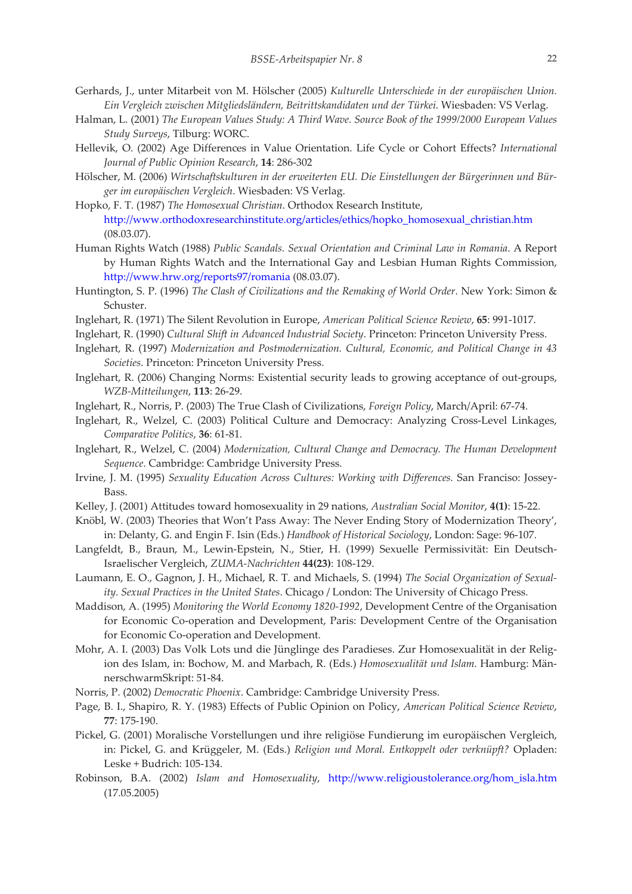Gerhards, J., unter Mitarbeit von M. Hölscher (2005) *Kulturelle Unterschiede in der europäischen Union. Ein Vergleich zwischen Mitgliedsländern, Beitrittskandidaten und der Türkei*. Wiesbaden: VS Verlag.

Halman, L. (2001) *The European Values Study: A Third Wave. Source Book of the 1999/2000 European Values Study Surveys*, Tilburg: WORC.

Hellevik, O. (2002) Age Differences in Value Orientation. Life Cycle or Cohort Effects? *International Journal of Public Opinion Research*, **14**: 286-302

Hölscher, M. (2006) *Wirtschaftskulturen in der erweiterten EU. Die Einstellungen der Bürgerinnen und Bürger im europäischen Vergleich*. Wiesbaden: VS Verlag.

Hopko, F. T. (1987) *The Homosexual Christian*. Orthodox Research Institute, http://www.orthodoxresearchinstitute.org/articles/ethics/hopko_homosexual_christian.htm (08.03.07).

Human Rights Watch (1988) *Public Scandals. Sexual Orientation and Criminal Law in Romania*. A Report by Human Rights Watch and the International Gay and Lesbian Human Rights Commission, http://www.hrw.org/reports97/romania (08.03.07).

Huntington, S. P. (1996) *The Clash of Civilizations and the Remaking of World Order*. New York: Simon & Schuster.

Inglehart, R. (1971) The Silent Revolution in Europe, *American Political Science Review*, **65**: 991-1017.

Inglehart, R. (1990) *Cultural Shift in Advanced Industrial Society*. Princeton: Princeton University Press.

Inglehart, R. (1997) *Modernization and Postmodernization. Cultural, Economic, and Political Change in 43 Societies*. Princeton: Princeton University Press.

Inglehart, R. (2006) Changing Norms: Existential security leads to growing acceptance of out-groups, *WZB-Mitteilungen*, **113**: 26-29.

Inglehart, R., Norris, P. (2003) The True Clash of Civilizations, *Foreign Policy*, March/April: 67-74.

Inglehart, R., Welzel, C. (2003) Political Culture and Democracy: Analyzing Cross-Level Linkages, *Comparative Politics*, **36**: 61-81.

Inglehart, R., Welzel, C. (2004) *Modernization, Cultural Change and Democracy. The Human Development Sequence*. Cambridge: Cambridge University Press.

Irvine, J. M. (1995) *Sexuality Education Across Cultures: Working with Differences.* San Franciso: Jossey-Bass.

Kelley, J. (2001) Attitudes toward homosexuality in 29 nations, *Australian Social Monitor*, **4(1)**: 15-22.

Knöbl, W. (2003) Theories that Won't Pass Away: The Never Ending Story of Modernization Theory', in: Delanty, G. and Engin F. Isin (Eds.) *Handbook of Historical Sociology*, London: Sage: 96-107.

Langfeldt, B., Braun, M., Lewin-Epstein, N., Stier, H. (1999) Sexuelle Permissivität: Ein Deutsch-Israelischer Vergleich, *ZUMA-Nachrichten* **44(23)**: 108-129.

Laumann, E. O., Gagnon, J. H., Michael, R. T. and Michaels, S. (1994) *The Social Organization of Sexuality. Sexual Practices in the United States*. Chicago / London: The University of Chicago Press.

Maddison, A. (1995) *Monitoring the World Economy 1820-1992*, Development Centre of the Organisation for Economic Co-operation and Development, Paris: Development Centre of the Organisation for Economic Co-operation and Development.

Mohr, A. I. (2003) Das Volk Lots und die Jünglinge des Paradieses. Zur Homosexualität in der Religion des Islam, in: Bochow, M. and Marbach, R. (Eds.) *Homosexualität und Islam*. Hamburg: MännerschwarmSkript: 51-84.

Norris, P. (2002) *Democratic Phoenix*. Cambridge: Cambridge University Press.

Page, B. I., Shapiro, R. Y. (1983) Effects of Public Opinion on Policy, *American Political Science Review*, **77**: 175-190.

Pickel, G. (2001) Moralische Vorstellungen und ihre religiöse Fundierung im europäischen Vergleich, in: Pickel, G. and Krüggeler, M. (Eds.) *Religion und Moral. Entkoppelt oder verknüpft?* Opladen: Leske + Budrich: 105-134.

Robinson, B.A. (2002) *Islam and Homosexuality*, http://www.religioustolerance.org/hom_isla.htm (17.05.2005)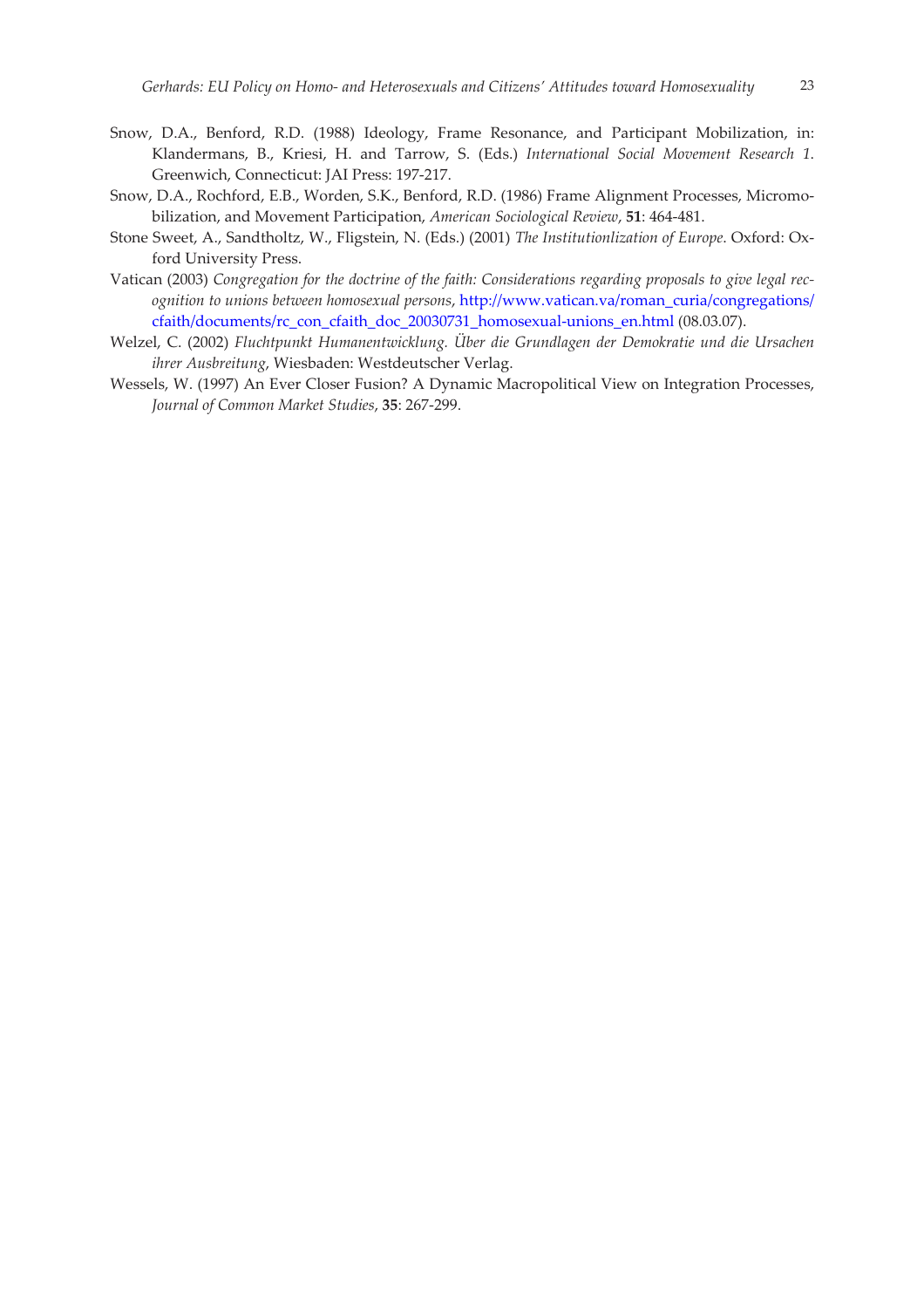Snow, D.A., Benford, R.D. (1988) Ideology, Frame Resonance, and Participant Mobilization, in: Klandermans, B., Kriesi, H. and Tarrow, S. (Eds.) *International Social Movement Research 1*. Greenwich, Connecticut: JAI Press: 197-217.

Snow, D.A., Rochford, E.B., Worden, S.K., Benford, R.D. (1986) Frame Alignment Processes, Micromobilization, and Movement Participation, *American Sociological Review*, **51**: 464-481.

Stone Sweet, A., Sandtholtz, W., Fligstein, N. (Eds.) (2001) *The Institutionlization of Europe*. Oxford: Oxford University Press.

Vatican (2003) *Congregation for the doctrine of the faith: Considerations regarding proposals to give legal recognition to unions between homosexual persons*, http://www.vatican.va/roman_curia/congregations/cfaith/documents/rc_con_cfaith_doc_20030731_homosexual-unions_en.html (08.03.07).

Welzel, C. (2002) *Fluchtpunkt Humanentwicklung. Über die Grundlagen der Demokratie und die Ursachen ihrer Ausbreitung*, Wiesbaden: Westdeutscher Verlag.

Wessels, W. (1997) An Ever Closer Fusion? A Dynamic Macropolitical View on Integration Processes, *Journal of Common Market Studies*, **35**: 267-299.